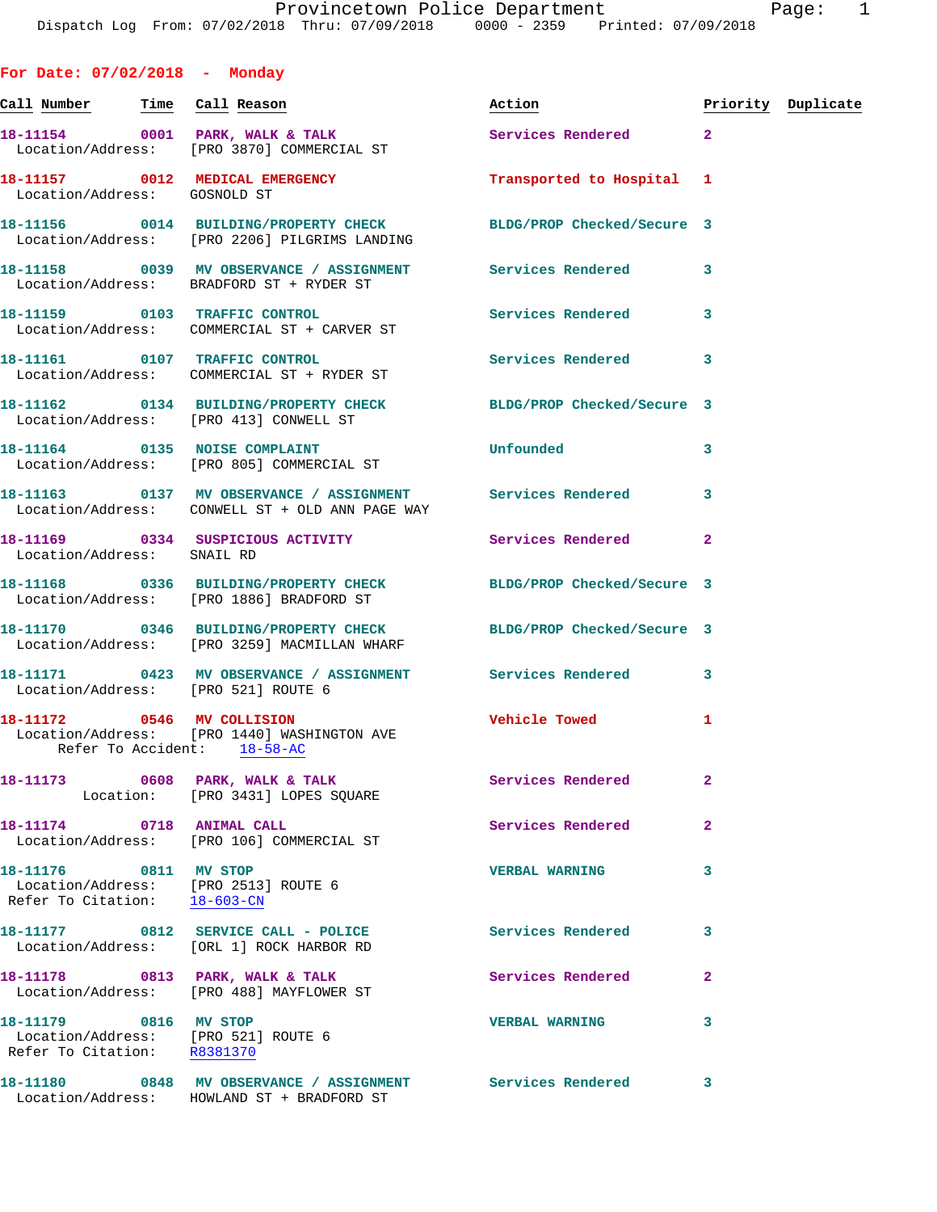## For Date: 07/02/2018 - Monday

| Call Number | Time | Call Reason | Action | Priority | Duplicate |
|---|---|---|---|---|---|
| 18-11154 | 0001 | PARK, WALK & TALK<br>Location/Address: [PRO 3870] COMMERCIAL ST | Services Rendered | 2 | |
| 18-11157 | 0012 | MEDICAL EMERGENCY<br>Location/Address: GOSNOLD ST | Transported to Hospital | 1 | |
| 18-11156 | 0014 | BUILDING/PROPERTY CHECK<br>Location/Address: [PRO 2206] PILGRIMS LANDING | BLDG/PROP Checked/Secure | 3 | |
| 18-11158 | 0039 | MV OBSERVANCE / ASSIGNMENT<br>Location/Address: BRADFORD ST + RYDER ST | Services Rendered | 3 | |
| 18-11159 | 0103 | TRAFFIC CONTROL<br>Location/Address: COMMERCIAL ST + CARVER ST | Services Rendered | 3 | |
| 18-11161 | 0107 | TRAFFIC CONTROL<br>Location/Address: COMMERCIAL ST + RYDER ST | Services Rendered | 3 | |
| 18-11162 | 0134 | BUILDING/PROPERTY CHECK<br>Location/Address: [PRO 413] CONWELL ST | BLDG/PROP Checked/Secure | 3 | |
| 18-11164 | 0135 | NOISE COMPLAINT<br>Location/Address: [PRO 805] COMMERCIAL ST | Unfounded | 3 | |
| 18-11163 | 0137 | MV OBSERVANCE / ASSIGNMENT<br>Location/Address: CONWELL ST + OLD ANN PAGE WAY | Services Rendered | 3 | |
| 18-11169 | 0334 | SUSPICIOUS ACTIVITY<br>Location/Address: SNAIL RD | Services Rendered | 2 | |
| 18-11168 | 0336 | BUILDING/PROPERTY CHECK<br>Location/Address: [PRO 1886] BRADFORD ST | BLDG/PROP Checked/Secure | 3 | |
| 18-11170 | 0346 | BUILDING/PROPERTY CHECK<br>Location/Address: [PRO 3259] MACMILLAN WHARF | BLDG/PROP Checked/Secure | 3 | |
| 18-11171 | 0423 | MV OBSERVANCE / ASSIGNMENT<br>Location/Address: [PRO 521] ROUTE 6 | Services Rendered | 3 | |
| 18-11172 | 0546 | MV COLLISION<br>Location/Address: [PRO 1440] WASHINGTON AVE<br>Refer To Accident: 18-58-AC | Vehicle Towed | 1 | |
| 18-11173 | 0608 | PARK, WALK & TALK<br>Location: [PRO 3431] LOPES SQUARE | Services Rendered | 2 | |
| 18-11174 | 0718 | ANIMAL CALL<br>Location/Address: [PRO 106] COMMERCIAL ST | Services Rendered | 2 | |
| 18-11176 | 0811 | MV STOP<br>Location/Address: [PRO 2513] ROUTE 6<br>Refer To Citation: 18-603-CN | VERBAL WARNING | 3 | |
| 18-11177 | 0812 | SERVICE CALL - POLICE<br>Location/Address: [ORL 1] ROCK HARBOR RD | Services Rendered | 3 | |
| 18-11178 | 0813 | PARK, WALK & TALK<br>Location/Address: [PRO 488] MAYFLOWER ST | Services Rendered | 2 | |
| 18-11179 | 0816 | MV STOP<br>Location/Address: [PRO 521] ROUTE 6<br>Refer To Citation: R8381370 | VERBAL WARNING | 3 | |
| 18-11180 | 0848 | MV OBSERVANCE / ASSIGNMENT<br>Location/Address: HOWLAND ST + BRADFORD ST | Services Rendered | 3 | |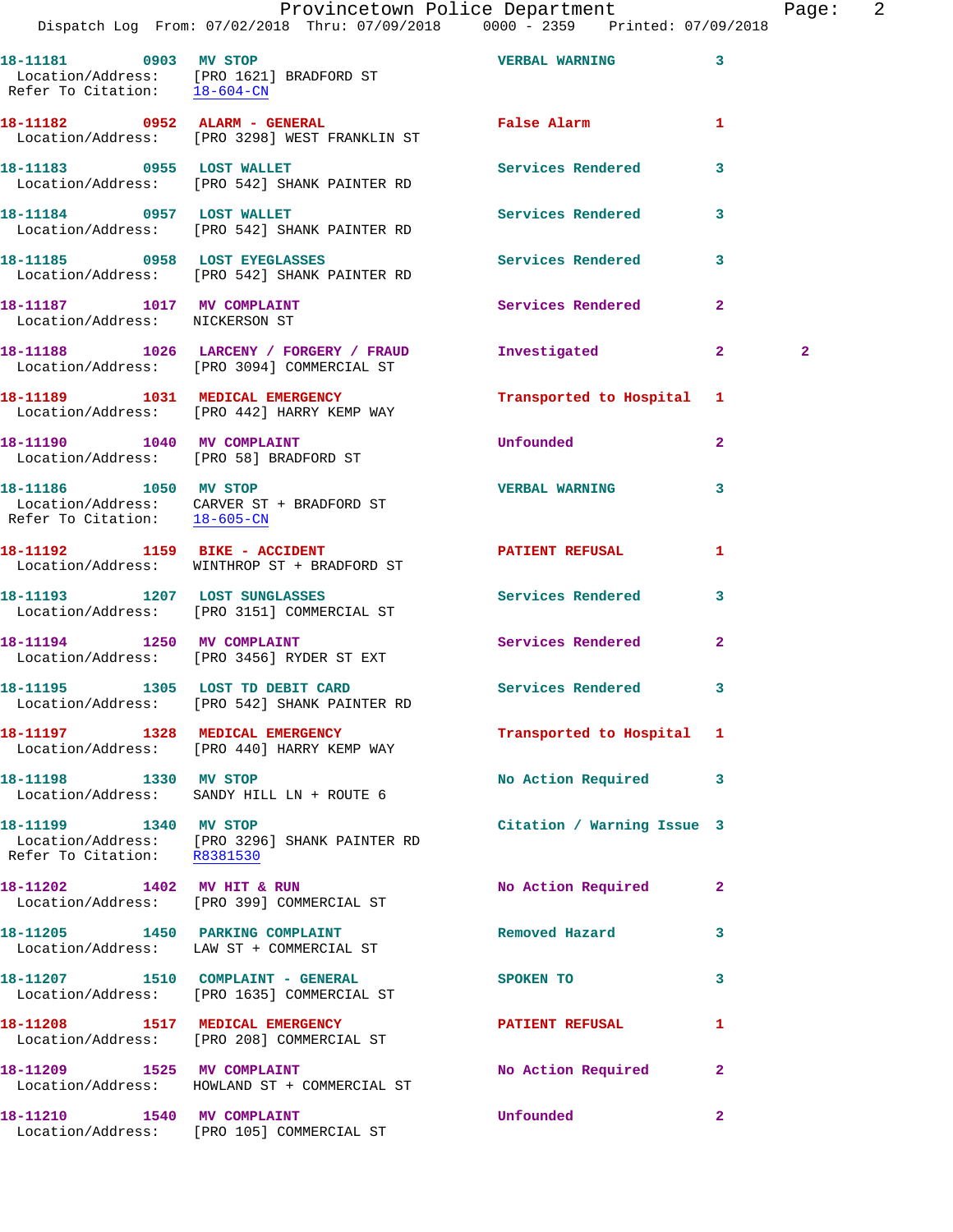18-11181 0903 MV STOP VERBAL WARNING 3
Location/Address: [PRO 1621] BRADFORD ST
Refer To Citation: 18-604-CN

18-11182 0952 ALARM - GENERAL False Alarm 1
Location/Address: [PRO 3298] WEST FRANKLIN ST

18-11183 0955 LOST WALLET Services Rendered 3
Location/Address: [PRO 542] SHANK PAINTER RD

18-11184 0957 LOST WALLET Services Rendered 3
Location/Address: [PRO 542] SHANK PAINTER RD

18-11185 0958 LOST EYEGLASSES Services Rendered 3
Location/Address: [PRO 542] SHANK PAINTER RD

18-11187 1017 MV COMPLAINT Services Rendered 2
Location/Address: NICKERSON ST

18-11188 1026 LARCENY / FORGERY / FRAUD Investigated 2 2
Location/Address: [PRO 3094] COMMERCIAL ST

18-11189 1031 MEDICAL EMERGENCY Transported to Hospital 1
Location/Address: [PRO 442] HARRY KEMP WAY

18-11190 1040 MV COMPLAINT Unfounded 2
Location/Address: [PRO 58] BRADFORD ST

18-11186 1050 MV STOP VERBAL WARNING 3
Location/Address: CARVER ST + BRADFORD ST
Refer To Citation: 18-605-CN

18-11192 1159 BIKE - ACCIDENT PATIENT REFUSAL 1
Location/Address: WINTHROP ST + BRADFORD ST

18-11193 1207 LOST SUNGLASSES Services Rendered 3
Location/Address: [PRO 3151] COMMERCIAL ST

18-11194 1250 MV COMPLAINT Services Rendered 2
Location/Address: [PRO 3456] RYDER ST EXT

18-11195 1305 LOST TD DEBIT CARD Services Rendered 3
Location/Address: [PRO 542] SHANK PAINTER RD

18-11197 1328 MEDICAL EMERGENCY Transported to Hospital 1
Location/Address: [PRO 440] HARRY KEMP WAY

18-11198 1330 MV STOP No Action Required 3
Location/Address: SANDY HILL LN + ROUTE 6

18-11199 1340 MV STOP Citation / Warning Issue 3
Location/Address: [PRO 3296] SHANK PAINTER RD
Refer To Citation: R8381530

18-11202 1402 MV HIT & RUN No Action Required 2
Location/Address: [PRO 399] COMMERCIAL ST

18-11205 1450 PARKING COMPLAINT Removed Hazard 3
Location/Address: LAW ST + COMMERCIAL ST

18-11207 1510 COMPLAINT - GENERAL SPOKEN TO 3
Location/Address: [PRO 1635] COMMERCIAL ST

18-11208 1517 MEDICAL EMERGENCY PATIENT REFUSAL 1
Location/Address: [PRO 208] COMMERCIAL ST

18-11209 1525 MV COMPLAINT No Action Required 2
Location/Address: HOWLAND ST + COMMERCIAL ST

18-11210 1540 MV COMPLAINT Unfounded 2
Location/Address: [PRO 105] COMMERCIAL ST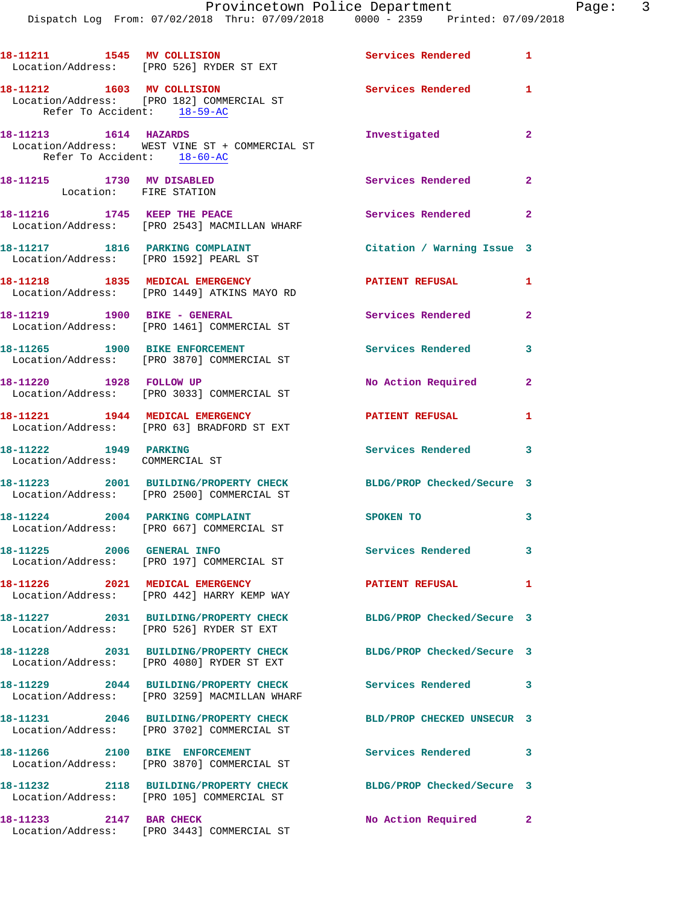18-11211 1545 MV COLLISION Services Rendered 1
Location/Address: [PRO 526] RYDER ST EXT

18-11212 1603 MV COLLISION Services Rendered 1
Location/Address: [PRO 182] COMMERCIAL ST
Refer To Accident: 18-59-AC

18-11213 1614 HAZARDS Investigated 2
Location/Address: WEST VINE ST + COMMERCIAL ST
Refer To Accident: 18-60-AC

18-11215 1730 MV DISABLED Services Rendered 2
Location: FIRE STATION

18-11216 1745 KEEP THE PEACE Services Rendered 2
Location/Address: [PRO 2543] MACMILLAN WHARF

18-11217 1816 PARKING COMPLAINT Citation / Warning Issue 3
Location/Address: [PRO 1592] PEARL ST

18-11218 1835 MEDICAL EMERGENCY PATIENT REFUSAL 1
Location/Address: [PRO 1449] ATKINS MAYO RD

18-11219 1900 BIKE - GENERAL Services Rendered 2
Location/Address: [PRO 1461] COMMERCIAL ST

18-11265 1900 BIKE ENFORCEMENT Services Rendered 3
Location/Address: [PRO 3870] COMMERCIAL ST

18-11220 1928 FOLLOW UP No Action Required 2
Location/Address: [PRO 3033] COMMERCIAL ST

18-11221 1944 MEDICAL EMERGENCY PATIENT REFUSAL 1
Location/Address: [PRO 63] BRADFORD ST EXT

18-11222 1949 PARKING Services Rendered 3
Location/Address: COMMERCIAL ST

18-11223 2001 BUILDING/PROPERTY CHECK BLDG/PROP Checked/Secure 3
Location/Address: [PRO 2500] COMMERCIAL ST

18-11224 2004 PARKING COMPLAINT SPOKEN TO 3
Location/Address: [PRO 667] COMMERCIAL ST

18-11225 2006 GENERAL INFO Services Rendered 3
Location/Address: [PRO 197] COMMERCIAL ST

18-11226 2021 MEDICAL EMERGENCY PATIENT REFUSAL 1
Location/Address: [PRO 442] HARRY KEMP WAY

18-11227 2031 BUILDING/PROPERTY CHECK BLDG/PROP Checked/Secure 3
Location/Address: [PRO 526] RYDER ST EXT

18-11228 2031 BUILDING/PROPERTY CHECK BLDG/PROP Checked/Secure 3
Location/Address: [PRO 4080] RYDER ST EXT

18-11229 2044 BUILDING/PROPERTY CHECK Services Rendered 3
Location/Address: [PRO 3259] MACMILLAN WHARF

18-11231 2046 BUILDING/PROPERTY CHECK BLD/PROP CHECKED UNSECUR 3
Location/Address: [PRO 3702] COMMERCIAL ST

18-11266 2100 BIKE ENFORCEMENT Services Rendered 3
Location/Address: [PRO 3870] COMMERCIAL ST

18-11232 2118 BUILDING/PROPERTY CHECK BLDG/PROP Checked/Secure 3
Location/Address: [PRO 105] COMMERCIAL ST

18-11233 2147 BAR CHECK No Action Required 2
Location/Address: [PRO 3443] COMMERCIAL ST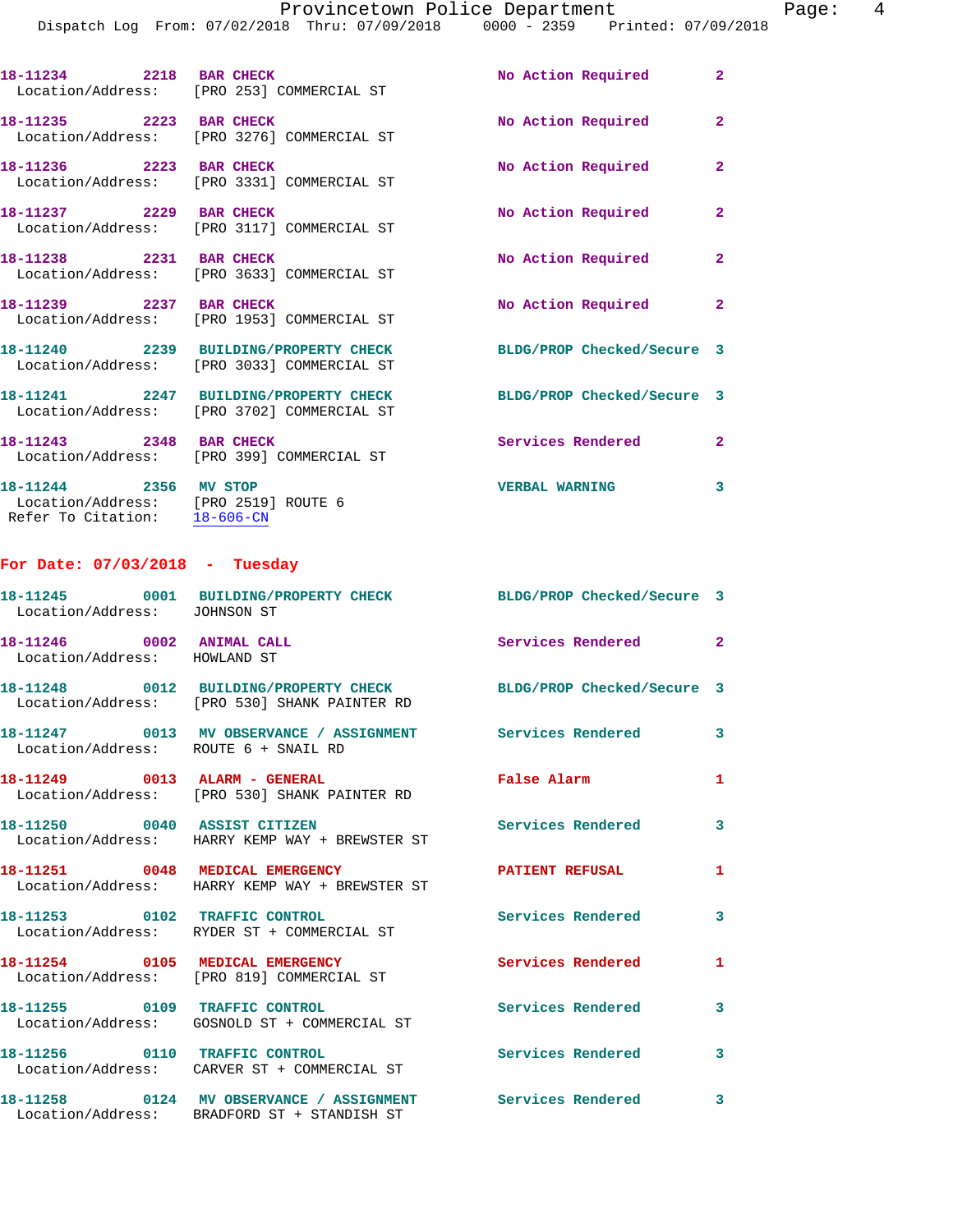18-11234 2218 BAR CHECK No Action Required 2
Location/Address: [PRO 253] COMMERCIAL ST

18-11235 2223 BAR CHECK No Action Required 2
Location/Address: [PRO 3276] COMMERCIAL ST

18-11236 2223 BAR CHECK No Action Required 2
Location/Address: [PRO 3331] COMMERCIAL ST

18-11237 2229 BAR CHECK No Action Required 2
Location/Address: [PRO 3117] COMMERCIAL ST

18-11238 2231 BAR CHECK No Action Required 2
Location/Address: [PRO 3633] COMMERCIAL ST

18-11239 2237 BAR CHECK No Action Required 2
Location/Address: [PRO 1953] COMMERCIAL ST

18-11240 2239 BUILDING/PROPERTY CHECK BLDG/PROP Checked/Secure 3
Location/Address: [PRO 3033] COMMERCIAL ST

18-11241 2247 BUILDING/PROPERTY CHECK BLDG/PROP Checked/Secure 3
Location/Address: [PRO 3702] COMMERCIAL ST

18-11243 2348 BAR CHECK Services Rendered 2
Location/Address: [PRO 399] COMMERCIAL ST

18-11244 2356 MV STOP VERBAL WARNING 3
Location/Address: [PRO 2519] ROUTE 6
Refer To Citation: 18-606-CN

**For Date: 07/03/2018 - Tuesday**

18-11245 0001 BUILDING/PROPERTY CHECK BLDG/PROP Checked/Secure 3
Location/Address: JOHNSON ST

18-11246 0002 ANIMAL CALL Services Rendered 2
Location/Address: HOWLAND ST

18-11248 0012 BUILDING/PROPERTY CHECK BLDG/PROP Checked/Secure 3
Location/Address: [PRO 530] SHANK PAINTER RD

18-11247 0013 MV OBSERVANCE / ASSIGNMENT Services Rendered 3
Location/Address: ROUTE 6 + SNAIL RD

18-11249 0013 ALARM - GENERAL False Alarm 1
Location/Address: [PRO 530] SHANK PAINTER RD

18-11250 0040 ASSIST CITIZEN Services Rendered 3
Location/Address: HARRY KEMP WAY + BREWSTER ST

18-11251 0048 MEDICAL EMERGENCY PATIENT REFUSAL 1
Location/Address: HARRY KEMP WAY + BREWSTER ST

18-11253 0102 TRAFFIC CONTROL Services Rendered 3
Location/Address: RYDER ST + COMMERCIAL ST

18-11254 0105 MEDICAL EMERGENCY Services Rendered 1
Location/Address: [PRO 819] COMMERCIAL ST

18-11255 0109 TRAFFIC CONTROL Services Rendered 3
Location/Address: GOSNOLD ST + COMMERCIAL ST

18-11256 0110 TRAFFIC CONTROL Services Rendered 3
Location/Address: CARVER ST + COMMERCIAL ST

18-11258 0124 MV OBSERVANCE / ASSIGNMENT Services Rendered 3
Location/Address: BRADFORD ST + STANDISH ST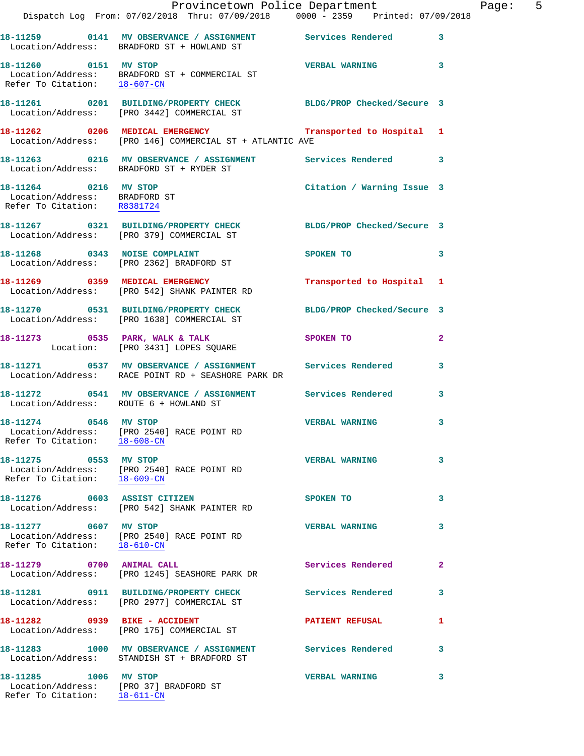18-11259 0141 MV OBSERVANCE / ASSIGNMENT Services Rendered 3
Location/Address: BRADFORD ST + HOWLAND ST

18-11260 0151 MV STOP VERBAL WARNING 3
Location/Address: BRADFORD ST + COMMERCIAL ST
Refer To Citation: 18-607-CN

18-11261 0201 BUILDING/PROPERTY CHECK BLDG/PROP Checked/Secure 3
Location/Address: [PRO 3442] COMMERCIAL ST

18-11262 0206 MEDICAL EMERGENCY Transported to Hospital 1
Location/Address: [PRO 146] COMMERCIAL ST + ATLANTIC AVE

18-11263 0216 MV OBSERVANCE / ASSIGNMENT Services Rendered 3
Location/Address: BRADFORD ST + RYDER ST

18-11264 0216 MV STOP Citation / Warning Issue 3
Location/Address: BRADFORD ST
Refer To Citation: R8381724

18-11267 0321 BUILDING/PROPERTY CHECK BLDG/PROP Checked/Secure 3
Location/Address: [PRO 379] COMMERCIAL ST

18-11268 0343 NOISE COMPLAINT SPOKEN TO 3
Location/Address: [PRO 2362] BRADFORD ST

18-11269 0359 MEDICAL EMERGENCY Transported to Hospital 1
Location/Address: [PRO 542] SHANK PAINTER RD

18-11270 0531 BUILDING/PROPERTY CHECK BLDG/PROP Checked/Secure 3
Location/Address: [PRO 1638] COMMERCIAL ST

18-11273 0535 PARK, WALK & TALK SPOKEN TO 2
Location: [PRO 3431] LOPES SQUARE

18-11271 0537 MV OBSERVANCE / ASSIGNMENT Services Rendered 3
Location/Address: RACE POINT RD + SEASHORE PARK DR

18-11272 0541 MV OBSERVANCE / ASSIGNMENT Services Rendered 3
Location/Address: ROUTE 6 + HOWLAND ST

18-11274 0546 MV STOP VERBAL WARNING 3
Location/Address: [PRO 2540] RACE POINT RD
Refer To Citation: 18-608-CN

18-11275 0553 MV STOP VERBAL WARNING 3
Location/Address: [PRO 2540] RACE POINT RD
Refer To Citation: 18-609-CN

18-11276 0603 ASSIST CITIZEN SPOKEN TO 3
Location/Address: [PRO 542] SHANK PAINTER RD

18-11277 0607 MV STOP VERBAL WARNING 3
Location/Address: [PRO 2540] RACE POINT RD
Refer To Citation: 18-610-CN

18-11279 0700 ANIMAL CALL Services Rendered 2
Location/Address: [PRO 1245] SEASHORE PARK DR

18-11281 0911 BUILDING/PROPERTY CHECK Services Rendered 3
Location/Address: [PRO 2977] COMMERCIAL ST

18-11282 0939 BIKE - ACCIDENT PATIENT REFUSAL 1
Location/Address: [PRO 175] COMMERCIAL ST

18-11283 1000 MV OBSERVANCE / ASSIGNMENT Services Rendered 3
Location/Address: STANDISH ST + BRADFORD ST

18-11285 1006 MV STOP VERBAL WARNING 3
Location/Address: [PRO 37] BRADFORD ST
Refer To Citation: 18-611-CN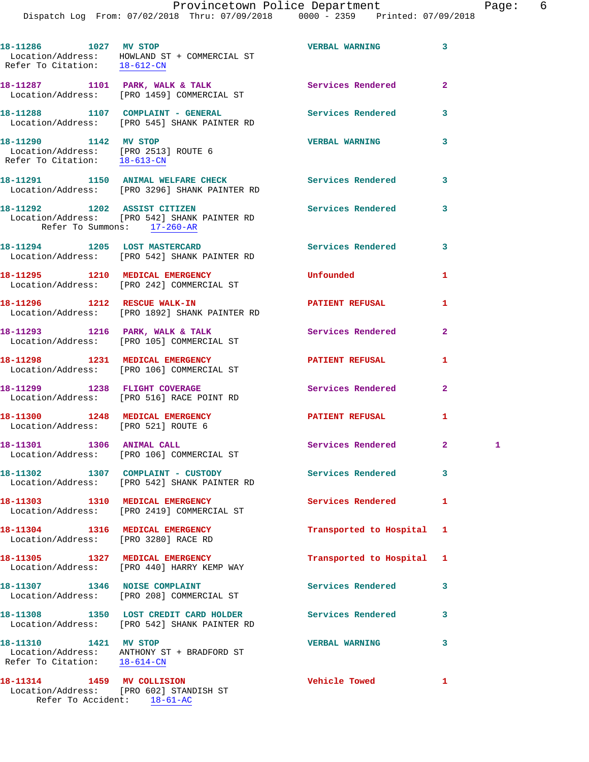18-11286 1027 MV STOP VERBAL WARNING 3
Location/Address: HOWLAND ST + COMMERCIAL ST
Refer To Citation: 18-612-CN

18-11287 1101 PARK, WALK & TALK Services Rendered 2
Location/Address: [PRO 1459] COMMERCIAL ST

18-11288 1107 COMPLAINT - GENERAL Services Rendered 3
Location/Address: [PRO 545] SHANK PAINTER RD

18-11290 1142 MV STOP VERBAL WARNING 3
Location/Address: [PRO 2513] ROUTE 6
Refer To Citation: 18-613-CN

18-11291 1150 ANIMAL WELFARE CHECK Services Rendered 3
Location/Address: [PRO 3296] SHANK PAINTER RD

18-11292 1202 ASSIST CITIZEN Services Rendered 3
Location/Address: [PRO 542] SHANK PAINTER RD
Refer To Summons: 17-260-AR

18-11294 1205 LOST MASTERCARD Services Rendered 3
Location/Address: [PRO 542] SHANK PAINTER RD

18-11295 1210 MEDICAL EMERGENCY Unfounded 1
Location/Address: [PRO 242] COMMERCIAL ST

18-11296 1212 RESCUE WALK-IN PATIENT REFUSAL 1
Location/Address: [PRO 1892] SHANK PAINTER RD

18-11293 1216 PARK, WALK & TALK Services Rendered 2
Location/Address: [PRO 105] COMMERCIAL ST

18-11298 1231 MEDICAL EMERGENCY PATIENT REFUSAL 1
Location/Address: [PRO 106] COMMERCIAL ST

18-11299 1238 FLIGHT COVERAGE Services Rendered 2
Location/Address: [PRO 516] RACE POINT RD

18-11300 1248 MEDICAL EMERGENCY PATIENT REFUSAL 1
Location/Address: [PRO 521] ROUTE 6

18-11301 1306 ANIMAL CALL Services Rendered 2 1
Location/Address: [PRO 106] COMMERCIAL ST

18-11302 1307 COMPLAINT - CUSTODY Services Rendered 3
Location/Address: [PRO 542] SHANK PAINTER RD

18-11303 1310 MEDICAL EMERGENCY Services Rendered 1
Location/Address: [PRO 2419] COMMERCIAL ST

18-11304 1316 MEDICAL EMERGENCY Transported to Hospital 1
Location/Address: [PRO 3280] RACE RD

18-11305 1327 MEDICAL EMERGENCY Transported to Hospital 1
Location/Address: [PRO 440] HARRY KEMP WAY

18-11307 1346 NOISE COMPLAINT Services Rendered 3
Location/Address: [PRO 208] COMMERCIAL ST

18-11308 1350 LOST CREDIT CARD HOLDER Services Rendered 3
Location/Address: [PRO 542] SHANK PAINTER RD

18-11310 1421 MV STOP VERBAL WARNING 3
Location/Address: ANTHONY ST + BRADFORD ST
Refer To Citation: 18-614-CN

18-11314 1459 MV COLLISION Vehicle Towed 1
Location/Address: [PRO 602] STANDISH ST
Refer To Accident: 18-61-AC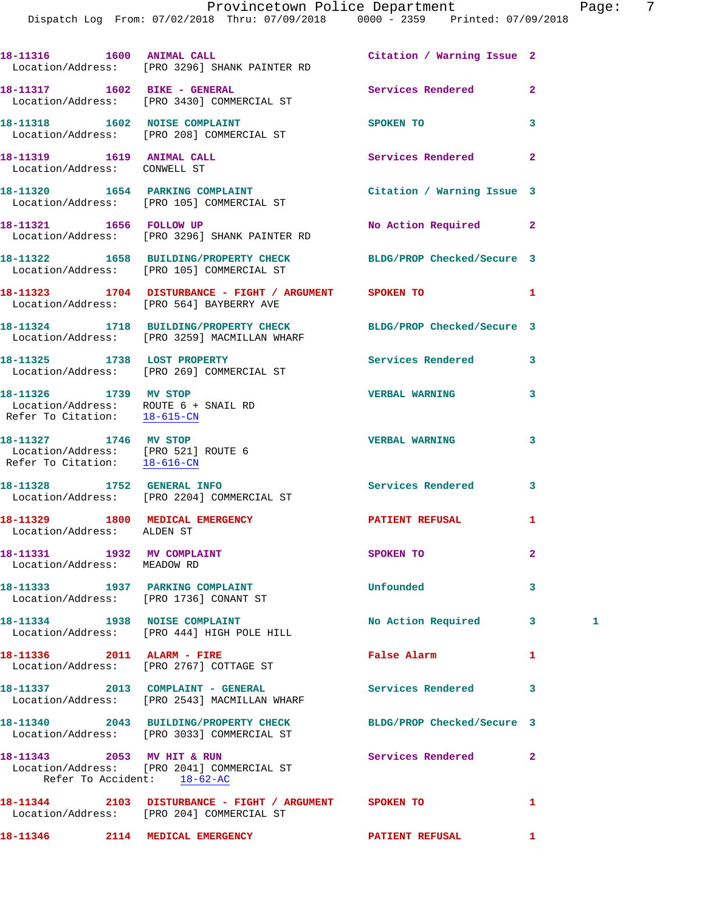18-11316 1600 ANIMAL CALL Citation / Warning Issue 2
Location/Address: [PRO 3296] SHANK PAINTER RD

18-11317 1602 BIKE - GENERAL Services Rendered 2
Location/Address: [PRO 3430] COMMERCIAL ST

18-11318 1602 NOISE COMPLAINT SPOKEN TO 3
Location/Address: [PRO 208] COMMERCIAL ST

18-11319 1619 ANIMAL CALL Services Rendered 2
Location/Address: CONWELL ST

18-11320 1654 PARKING COMPLAINT Citation / Warning Issue 3
Location/Address: [PRO 105] COMMERCIAL ST

18-11321 1656 FOLLOW UP No Action Required 2
Location/Address: [PRO 3296] SHANK PAINTER RD

18-11322 1658 BUILDING/PROPERTY CHECK BLDG/PROP Checked/Secure 3
Location/Address: [PRO 105] COMMERCIAL ST

18-11323 1704 DISTURBANCE - FIGHT / ARGUMENT SPOKEN TO 1
Location/Address: [PRO 564] BAYBERRY AVE

18-11324 1718 BUILDING/PROPERTY CHECK BLDG/PROP Checked/Secure 3
Location/Address: [PRO 3259] MACMILLAN WHARF

18-11325 1738 LOST PROPERTY Services Rendered 3
Location/Address: [PRO 269] COMMERCIAL ST

18-11326 1739 MV STOP VERBAL WARNING 3
Location/Address: ROUTE 6 + SNAIL RD
Refer To Citation: 18-615-CN

18-11327 1746 MV STOP VERBAL WARNING 3
Location/Address: [PRO 521] ROUTE 6
Refer To Citation: 18-616-CN

18-11328 1752 GENERAL INFO Services Rendered 3
Location/Address: [PRO 2204] COMMERCIAL ST

18-11329 1800 MEDICAL EMERGENCY PATIENT REFUSAL 1
Location/Address: ALDEN ST

18-11331 1932 MV COMPLAINT SPOKEN TO 2
Location/Address: MEADOW RD

18-11333 1937 PARKING COMPLAINT Unfounded 3
Location/Address: [PRO 1736] CONANT ST

18-11334 1938 NOISE COMPLAINT No Action Required 3 1
Location/Address: [PRO 444] HIGH POLE HILL

18-11336 2011 ALARM - FIRE False Alarm 1
Location/Address: [PRO 2767] COTTAGE ST

18-11337 2013 COMPLAINT - GENERAL Services Rendered 3
Location/Address: [PRO 2543] MACMILLAN WHARF

18-11340 2043 BUILDING/PROPERTY CHECK BLDG/PROP Checked/Secure 3
Location/Address: [PRO 3033] COMMERCIAL ST

18-11343 2053 MV HIT & RUN Services Rendered 2
Location/Address: [PRO 2041] COMMERCIAL ST
Refer To Accident: 18-62-AC

18-11344 2103 DISTURBANCE - FIGHT / ARGUMENT SPOKEN TO 1
Location/Address: [PRO 204] COMMERCIAL ST

18-11346 2114 MEDICAL EMERGENCY PATIENT REFUSAL 1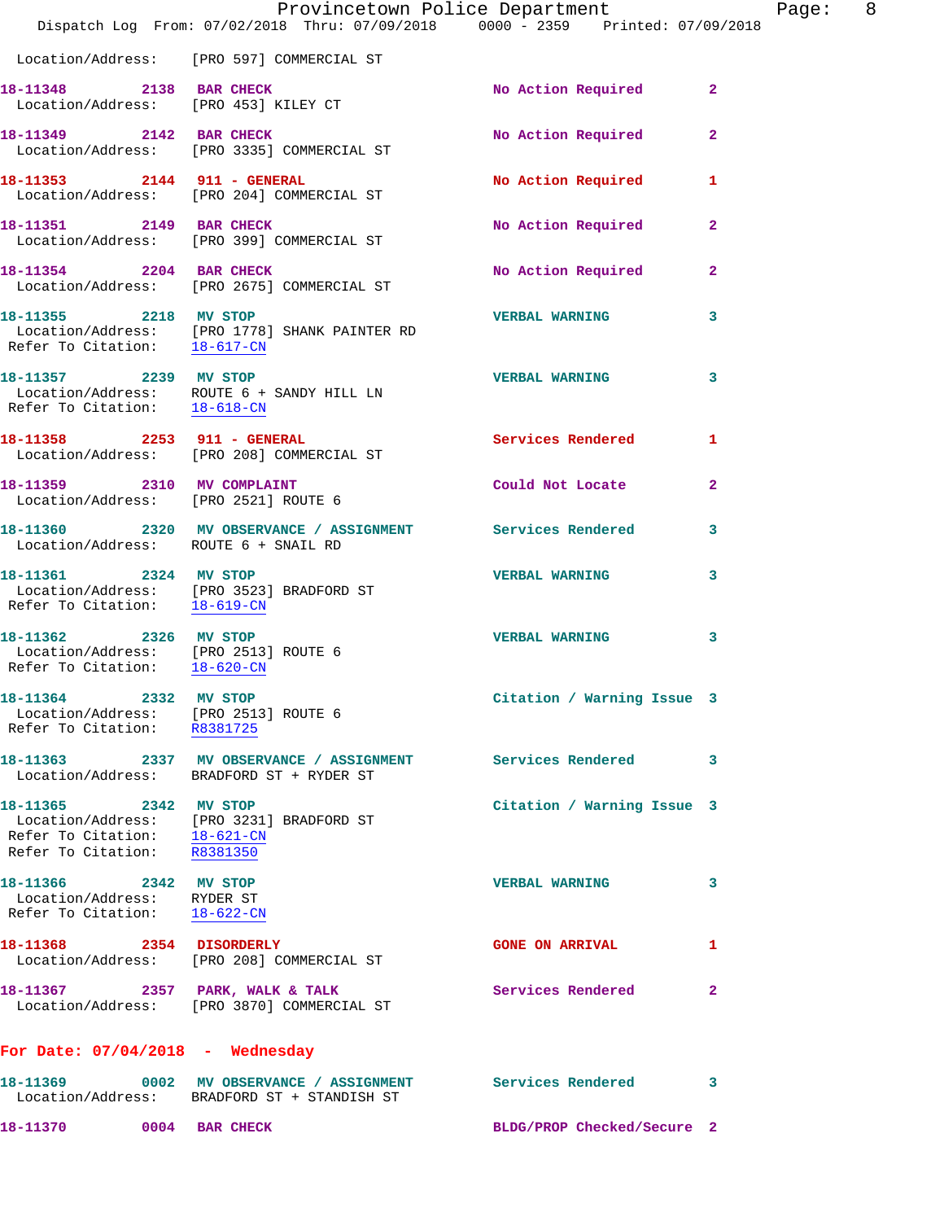Location/Address: [PRO 597] COMMERCIAL ST

**18-11348** 2138 **BAR CHECK** No Action Required 2
Location/Address: [PRO 453] KILEY CT

**18-11349** 2142 **BAR CHECK** No Action Required 2
Location/Address: [PRO 3335] COMMERCIAL ST

**18-11353** 2144 **911 - GENERAL** No Action Required 1
Location/Address: [PRO 204] COMMERCIAL ST

**18-11351** 2149 **BAR CHECK** No Action Required 2
Location/Address: [PRO 399] COMMERCIAL ST

**18-11354** 2204 **BAR CHECK** No Action Required 2
Location/Address: [PRO 2675] COMMERCIAL ST

**18-11355** 2218 **MV STOP** VERBAL WARNING 3
Location/Address: [PRO 1778] SHANK PAINTER RD
Refer To Citation: 18-617-CN

**18-11357** 2239 **MV STOP** VERBAL WARNING 3
Location/Address: ROUTE 6 + SANDY HILL LN
Refer To Citation: 18-618-CN

**18-11358** 2253 **911 - GENERAL** Services Rendered 1
Location/Address: [PRO 208] COMMERCIAL ST

**18-11359** 2310 **MV COMPLAINT** Could Not Locate 2
Location/Address: [PRO 2521] ROUTE 6

**18-11360** 2320 **MV OBSERVANCE / ASSIGNMENT** Services Rendered 3
Location/Address: ROUTE 6 + SNAIL RD

**18-11361** 2324 **MV STOP** VERBAL WARNING 3
Location/Address: [PRO 3523] BRADFORD ST
Refer To Citation: 18-619-CN

**18-11362** 2326 **MV STOP** VERBAL WARNING 3
Location/Address: [PRO 2513] ROUTE 6
Refer To Citation: 18-620-CN

**18-11364** 2332 **MV STOP** Citation / Warning Issue 3
Location/Address: [PRO 2513] ROUTE 6
Refer To Citation: R8381725

**18-11363** 2337 **MV OBSERVANCE / ASSIGNMENT** Services Rendered 3
Location/Address: BRADFORD ST + RYDER ST

**18-11365** 2342 **MV STOP** Citation / Warning Issue 3
Location/Address: [PRO 3231] BRADFORD ST
Refer To Citation: 18-621-CN
Refer To Citation: R8381350

**18-11366** 2342 **MV STOP** VERBAL WARNING 3
Location/Address: RYDER ST
Refer To Citation: 18-622-CN

**18-11368** 2354 **DISORDERLY** GONE ON ARRIVAL 1
Location/Address: [PRO 208] COMMERCIAL ST

**18-11367** 2357 **PARK, WALK & TALK** Services Rendered 2
Location/Address: [PRO 3870] COMMERCIAL ST

## For Date: 07/04/2018 - Wednesday

**18-11369** 0002 **MV OBSERVANCE / ASSIGNMENT** Services Rendered 3
Location/Address: BRADFORD ST + STANDISH ST

**18-11370** 0004 **BAR CHECK** BLDG/PROP Checked/Secure 2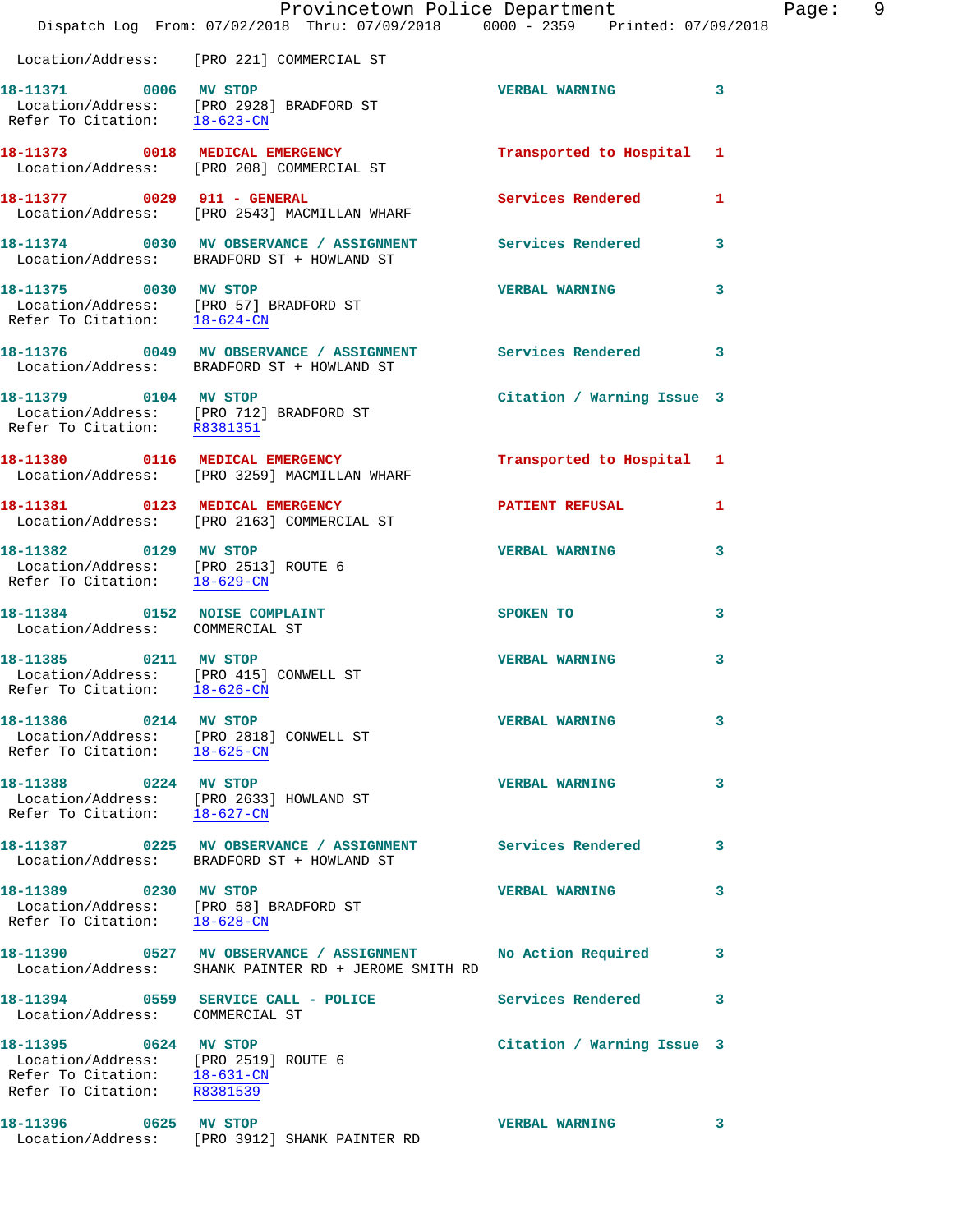Location/Address: [PRO 221] COMMERCIAL ST

**18-11371 0006 MV STOP** VERBAL WARNING 3
Location/Address: [PRO 2928] BRADFORD ST
Refer To Citation: 18-623-CN

**18-11373 0018 MEDICAL EMERGENCY** Transported to Hospital 1
Location/Address: [PRO 208] COMMERCIAL ST

**18-11377 0029 911 - GENERAL** Services Rendered 1
Location/Address: [PRO 2543] MACMILLAN WHARF

**18-11374 0030 MV OBSERVANCE / ASSIGNMENT** Services Rendered 3
Location/Address: BRADFORD ST + HOWLAND ST

**18-11375 0030 MV STOP** VERBAL WARNING 3
Location/Address: [PRO 57] BRADFORD ST
Refer To Citation: 18-624-CN

**18-11376 0049 MV OBSERVANCE / ASSIGNMENT** Services Rendered 3
Location/Address: BRADFORD ST + HOWLAND ST

**18-11379 0104 MV STOP** Citation / Warning Issue 3
Location/Address: [PRO 712] BRADFORD ST
Refer To Citation: R8381351

**18-11380 0116 MEDICAL EMERGENCY** Transported to Hospital 1
Location/Address: [PRO 3259] MACMILLAN WHARF

**18-11381 0123 MEDICAL EMERGENCY** PATIENT REFUSAL 1
Location/Address: [PRO 2163] COMMERCIAL ST

**18-11382 0129 MV STOP** VERBAL WARNING 3
Location/Address: [PRO 2513] ROUTE 6
Refer To Citation: 18-629-CN

**18-11384 0152 NOISE COMPLAINT** SPOKEN TO 3
Location/Address: COMMERCIAL ST

**18-11385 0211 MV STOP** VERBAL WARNING 3
Location/Address: [PRO 415] CONWELL ST
Refer To Citation: 18-626-CN

**18-11386 0214 MV STOP** VERBAL WARNING 3
Location/Address: [PRO 2818] CONWELL ST
Refer To Citation: 18-625-CN

**18-11388 0224 MV STOP** VERBAL WARNING 3
Location/Address: [PRO 2633] HOWLAND ST
Refer To Citation: 18-627-CN

**18-11387 0225 MV OBSERVANCE / ASSIGNMENT** Services Rendered 3
Location/Address: BRADFORD ST + HOWLAND ST

**18-11389 0230 MV STOP** VERBAL WARNING 3
Location/Address: [PRO 58] BRADFORD ST
Refer To Citation: 18-628-CN

**18-11390 0527 MV OBSERVANCE / ASSIGNMENT** No Action Required 3
Location/Address: SHANK PAINTER RD + JEROME SMITH RD

**18-11394 0559 SERVICE CALL - POLICE** Services Rendered 3
Location/Address: COMMERCIAL ST

**18-11395 0624 MV STOP** Citation / Warning Issue 3
Location/Address: [PRO 2519] ROUTE 6
Refer To Citation: 18-631-CN
Refer To Citation: R8381539

**18-11396 0625 MV STOP** VERBAL WARNING 3
Location/Address: [PRO 3912] SHANK PAINTER RD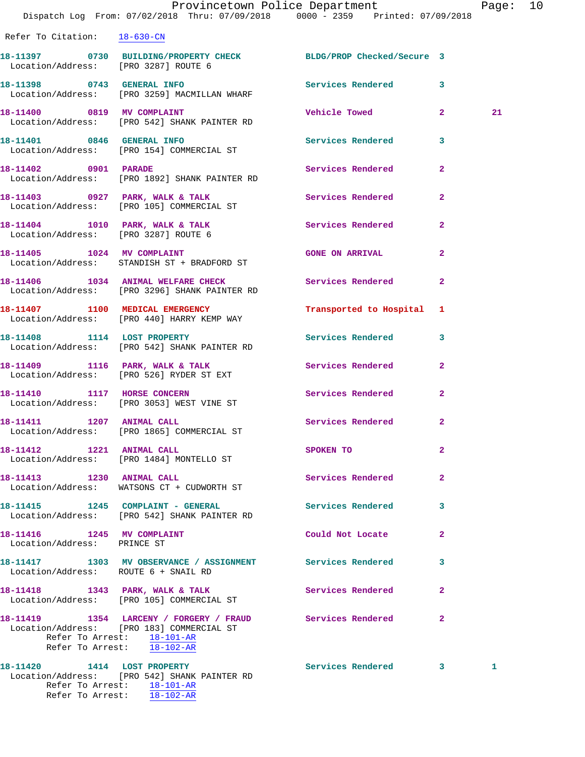Refer To Citation: 18-630-CN

| Call # | Time | Call Type | Disposition | Priority | |
|---|---|---|---|---|---|
| 18-11397 | 0730 | BUILDING/PROPERTY CHECK | BLDG/PROP Checked/Secure | 3 | |
| Location/Address: [PRO 3287] ROUTE 6 | | | | | |
| 18-11398 | 0743 | GENERAL INFO | Services Rendered | 3 | |
| Location/Address: [PRO 3259] MACMILLAN WHARF | | | | | |
| 18-11400 | 0819 | MV COMPLAINT | Vehicle Towed | 2 | 21 |
| Location/Address: [PRO 542] SHANK PAINTER RD | | | | | |
| 18-11401 | 0846 | GENERAL INFO | Services Rendered | 3 | |
| Location/Address: [PRO 154] COMMERCIAL ST | | | | | |
| 18-11402 | 0901 | PARADE | Services Rendered | 2 | |
| Location/Address: [PRO 1892] SHANK PAINTER RD | | | | | |
| 18-11403 | 0927 | PARK, WALK & TALK | Services Rendered | 2 | |
| Location/Address: [PRO 105] COMMERCIAL ST | | | | | |
| 18-11404 | 1010 | PARK, WALK & TALK | Services Rendered | 2 | |
| Location/Address: [PRO 3287] ROUTE 6 | | | | | |
| 18-11405 | 1024 | MV COMPLAINT | GONE ON ARRIVAL | 2 | |
| Location/Address: STANDISH ST + BRADFORD ST | | | | | |
| 18-11406 | 1034 | ANIMAL WELFARE CHECK | Services Rendered | 2 | |
| Location/Address: [PRO 3296] SHANK PAINTER RD | | | | | |
| 18-11407 | 1100 | MEDICAL EMERGENCY | Transported to Hospital | 1 | |
| Location/Address: [PRO 440] HARRY KEMP WAY | | | | | |
| 18-11408 | 1114 | LOST PROPERTY | Services Rendered | 3 | |
| Location/Address: [PRO 542] SHANK PAINTER RD | | | | | |
| 18-11409 | 1116 | PARK, WALK & TALK | Services Rendered | 2 | |
| Location/Address: [PRO 526] RYDER ST EXT | | | | | |
| 18-11410 | 1117 | HORSE CONCERN | Services Rendered | 2 | |
| Location/Address: [PRO 3053] WEST VINE ST | | | | | |
| 18-11411 | 1207 | ANIMAL CALL | Services Rendered | 2 | |
| Location/Address: [PRO 1865] COMMERCIAL ST | | | | | |
| 18-11412 | 1221 | ANIMAL CALL | SPOKEN TO | 2 | |
| Location/Address: [PRO 1484] MONTELLO ST | | | | | |
| 18-11413 | 1230 | ANIMAL CALL | Services Rendered | 2 | |
| Location/Address: WATSONS CT + CUDWORTH ST | | | | | |
| 18-11415 | 1245 | COMPLAINT - GENERAL | Services Rendered | 3 | |
| Location/Address: [PRO 542] SHANK PAINTER RD | | | | | |
| 18-11416 | 1245 | MV COMPLAINT | Could Not Locate | 2 | |
| Location/Address: PRINCE ST | | | | | |
| 18-11417 | 1303 | MV OBSERVANCE / ASSIGNMENT | Services Rendered | 3 | |
| Location/Address: ROUTE 6 + SNAIL RD | | | | | |
| 18-11418 | 1343 | PARK, WALK & TALK | Services Rendered | 2 | |
| Location/Address: [PRO 105] COMMERCIAL ST | | | | | |
| 18-11419 | 1354 | LARCENY / FORGERY / FRAUD | Services Rendered | 2 | |
| Location/Address: [PRO 183] COMMERCIAL ST; Refer To Arrest: 18-101-AR; Refer To Arrest: 18-102-AR | | | | | |
| 18-11420 | 1414 | LOST PROPERTY | Services Rendered | 3 | 1 |
| Location/Address: [PRO 542] SHANK PAINTER RD; Refer To Arrest: 18-101-AR; Refer To Arrest: 18-102-AR | | | | | |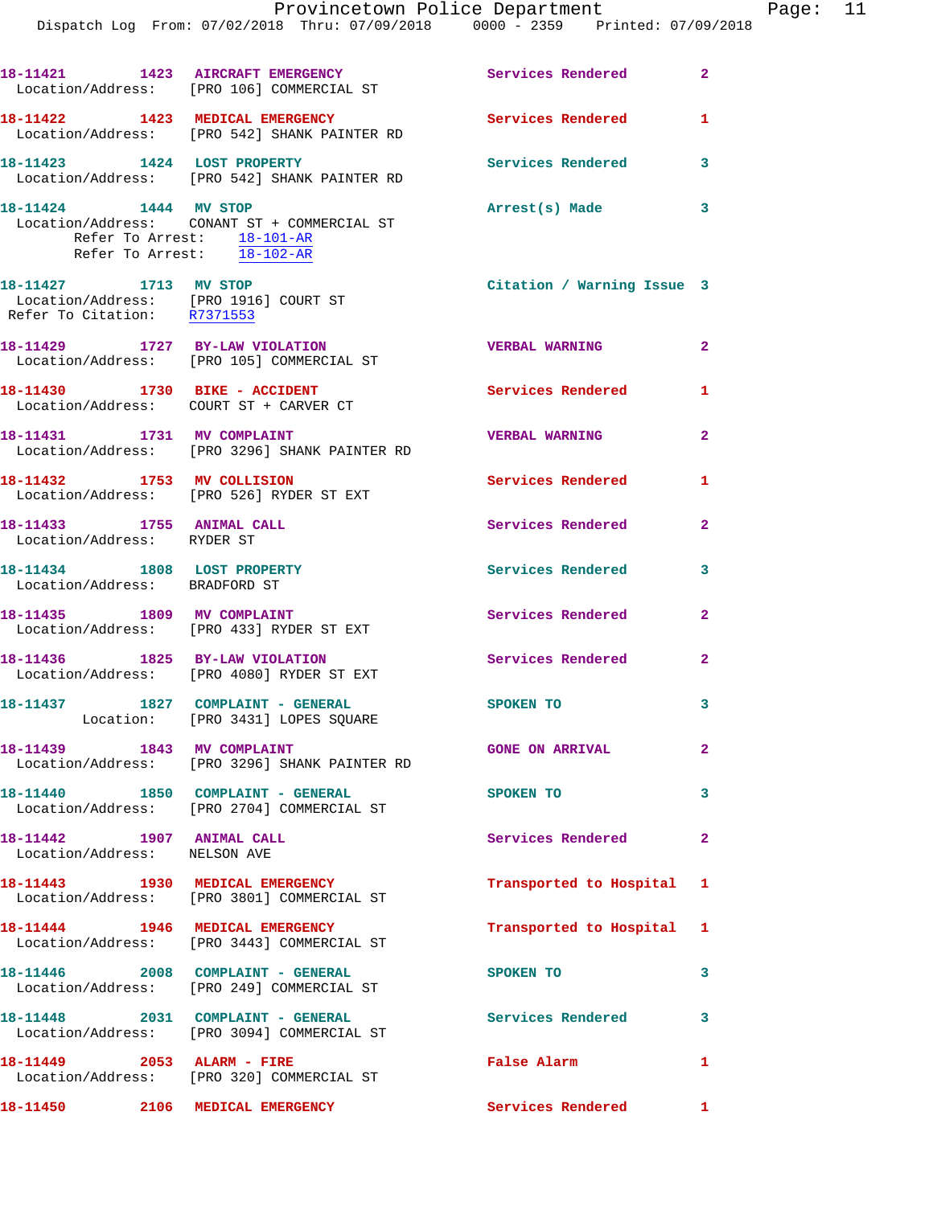18-11421 1423 AIRCRAFT EMERGENCY Services Rendered 2
Location/Address: [PRO 106] COMMERCIAL ST

18-11422 1423 MEDICAL EMERGENCY Services Rendered 1
Location/Address: [PRO 542] SHANK PAINTER RD

18-11423 1424 LOST PROPERTY Services Rendered 3
Location/Address: [PRO 542] SHANK PAINTER RD

18-11424 1444 MV STOP Arrest(s) Made 3
Location/Address: CONANT ST + COMMERCIAL ST
Refer To Arrest: 18-101-AR
Refer To Arrest: 18-102-AR

18-11427 1713 MV STOP Citation / Warning Issue 3
Location/Address: [PRO 1916] COURT ST
Refer To Citation: R7371553

18-11429 1727 BY-LAW VIOLATION VERBAL WARNING 2
Location/Address: [PRO 105] COMMERCIAL ST

18-11430 1730 BIKE - ACCIDENT Services Rendered 1
Location/Address: COURT ST + CARVER CT

18-11431 1731 MV COMPLAINT VERBAL WARNING 2
Location/Address: [PRO 3296] SHANK PAINTER RD

18-11432 1753 MV COLLISION Services Rendered 1
Location/Address: [PRO 526] RYDER ST EXT

18-11433 1755 ANIMAL CALL Services Rendered 2
Location/Address: RYDER ST

18-11434 1808 LOST PROPERTY Services Rendered 3
Location/Address: BRADFORD ST

18-11435 1809 MV COMPLAINT Services Rendered 2
Location/Address: [PRO 433] RYDER ST EXT

18-11436 1825 BY-LAW VIOLATION Services Rendered 2
Location/Address: [PRO 4080] RYDER ST EXT

18-11437 1827 COMPLAINT - GENERAL SPOKEN TO 3
Location: [PRO 3431] LOPES SQUARE

18-11439 1843 MV COMPLAINT GONE ON ARRIVAL 2
Location/Address: [PRO 3296] SHANK PAINTER RD

18-11440 1850 COMPLAINT - GENERAL SPOKEN TO 3
Location/Address: [PRO 2704] COMMERCIAL ST

18-11442 1907 ANIMAL CALL Services Rendered 2
Location/Address: NELSON AVE

18-11443 1930 MEDICAL EMERGENCY Transported to Hospital 1
Location/Address: [PRO 3801] COMMERCIAL ST

18-11444 1946 MEDICAL EMERGENCY Transported to Hospital 1
Location/Address: [PRO 3443] COMMERCIAL ST

18-11446 2008 COMPLAINT - GENERAL SPOKEN TO 3
Location/Address: [PRO 249] COMMERCIAL ST

18-11448 2031 COMPLAINT - GENERAL Services Rendered 3
Location/Address: [PRO 3094] COMMERCIAL ST

18-11449 2053 ALARM - FIRE False Alarm 1
Location/Address: [PRO 320] COMMERCIAL ST

18-11450 2106 MEDICAL EMERGENCY Services Rendered 1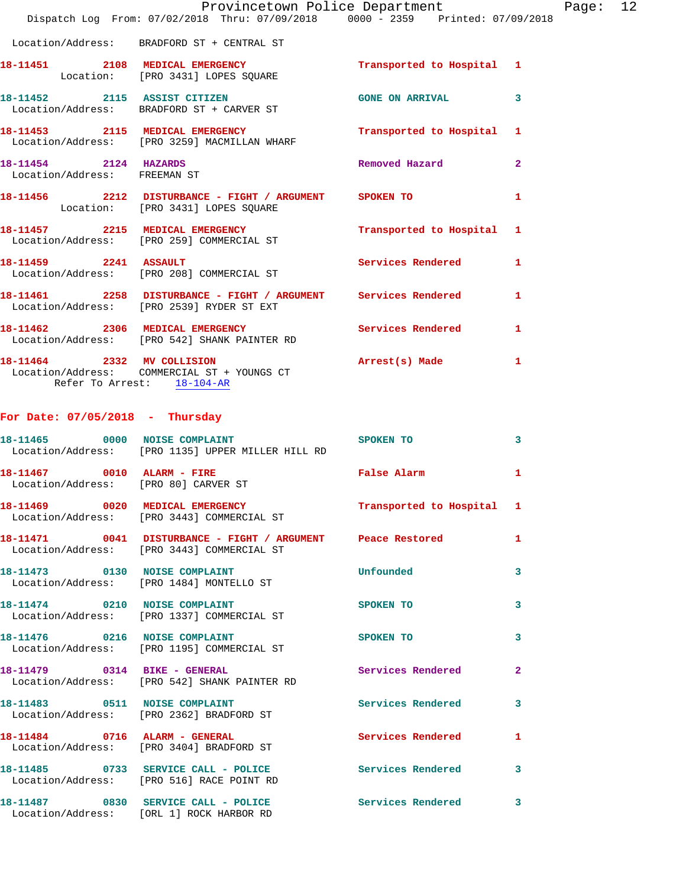Location/Address: BRADFORD ST + CENTRAL ST

**18-11451** 2108 **MEDICAL EMERGENCY** Transported to Hospital 1
Location: [PRO 3431] LOPES SQUARE

**18-11452** 2115 **ASSIST CITIZEN** GONE ON ARRIVAL 3
Location/Address: BRADFORD ST + CARVER ST

**18-11453** 2115 **MEDICAL EMERGENCY** Transported to Hospital 1
Location/Address: [PRO 3259] MACMILLAN WHARF

**18-11454** 2124 **HAZARDS** Removed Hazard 2
Location/Address: FREEMAN ST

**18-11456** 2212 **DISTURBANCE - FIGHT / ARGUMENT** SPOKEN TO 1
Location: [PRO 3431] LOPES SQUARE

**18-11457** 2215 **MEDICAL EMERGENCY** Transported to Hospital 1
Location/Address: [PRO 259] COMMERCIAL ST

**18-11459** 2241 **ASSAULT** Services Rendered 1
Location/Address: [PRO 208] COMMERCIAL ST

**18-11461** 2258 **DISTURBANCE - FIGHT / ARGUMENT** Services Rendered 1
Location/Address: [PRO 2539] RYDER ST EXT

**18-11462** 2306 **MEDICAL EMERGENCY** Services Rendered 1
Location/Address: [PRO 542] SHANK PAINTER RD

**18-11464** 2332 **MV COLLISION** Arrest(s) Made 1
Location/Address: COMMERCIAL ST + YOUNGS CT
Refer To Arrest: 18-104-AR

## For Date: 07/05/2018 - Thursday

**18-11465** 0000 **NOISE COMPLAINT** SPOKEN TO 3
Location/Address: [PRO 1135] UPPER MILLER HILL RD

**18-11467** 0010 **ALARM - FIRE** False Alarm 1
Location/Address: [PRO 80] CARVER ST

**18-11469** 0020 **MEDICAL EMERGENCY** Transported to Hospital 1
Location/Address: [PRO 3443] COMMERCIAL ST

**18-11471** 0041 **DISTURBANCE - FIGHT / ARGUMENT** Peace Restored 1
Location/Address: [PRO 3443] COMMERCIAL ST

**18-11473** 0130 **NOISE COMPLAINT** Unfounded 3
Location/Address: [PRO 1484] MONTELLO ST

**18-11474** 0210 **NOISE COMPLAINT** SPOKEN TO 3
Location/Address: [PRO 1337] COMMERCIAL ST

**18-11476** 0216 **NOISE COMPLAINT** SPOKEN TO 3
Location/Address: [PRO 1195] COMMERCIAL ST

**18-11479** 0314 **BIKE - GENERAL** Services Rendered 2
Location/Address: [PRO 542] SHANK PAINTER RD

**18-11483** 0511 **NOISE COMPLAINT** Services Rendered 3
Location/Address: [PRO 2362] BRADFORD ST

**18-11484** 0716 **ALARM - GENERAL** Services Rendered 1
Location/Address: [PRO 3404] BRADFORD ST

**18-11485** 0733 **SERVICE CALL - POLICE** Services Rendered 3
Location/Address: [PRO 516] RACE POINT RD

**18-11487** 0830 **SERVICE CALL - POLICE** Services Rendered 3
Location/Address: [ORL 1] ROCK HARBOR RD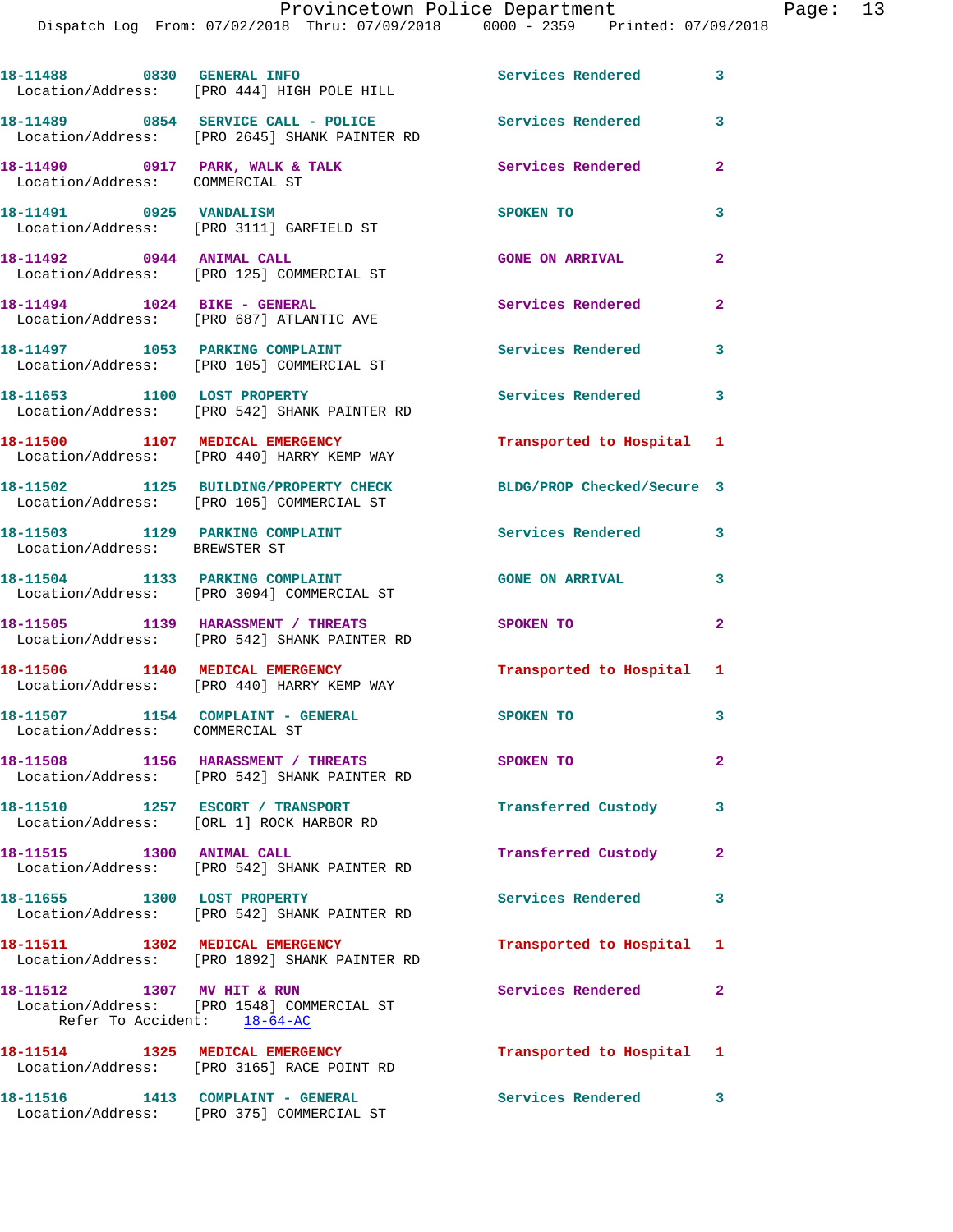18-11488 0830 GENERAL INFO Services Rendered 3
Location/Address: [PRO 444] HIGH POLE HILL

18-11489 0854 SERVICE CALL - POLICE Services Rendered 3
Location/Address: [PRO 2645] SHANK PAINTER RD

18-11490 0917 PARK, WALK & TALK Services Rendered 2
Location/Address: COMMERCIAL ST

18-11491 0925 VANDALISM SPOKEN TO 3
Location/Address: [PRO 3111] GARFIELD ST

18-11492 0944 ANIMAL CALL GONE ON ARRIVAL 2
Location/Address: [PRO 125] COMMERCIAL ST

18-11494 1024 BIKE - GENERAL Services Rendered 2
Location/Address: [PRO 687] ATLANTIC AVE

18-11497 1053 PARKING COMPLAINT Services Rendered 3
Location/Address: [PRO 105] COMMERCIAL ST

18-11653 1100 LOST PROPERTY Services Rendered 3
Location/Address: [PRO 542] SHANK PAINTER RD

18-11500 1107 MEDICAL EMERGENCY Transported to Hospital 1
Location/Address: [PRO 440] HARRY KEMP WAY

18-11502 1125 BUILDING/PROPERTY CHECK BLDG/PROP Checked/Secure 3
Location/Address: [PRO 105] COMMERCIAL ST

18-11503 1129 PARKING COMPLAINT Services Rendered 3
Location/Address: BREWSTER ST

18-11504 1133 PARKING COMPLAINT GONE ON ARRIVAL 3
Location/Address: [PRO 3094] COMMERCIAL ST

18-11505 1139 HARASSMENT / THREATS SPOKEN TO 2
Location/Address: [PRO 542] SHANK PAINTER RD

18-11506 1140 MEDICAL EMERGENCY Transported to Hospital 1
Location/Address: [PRO 440] HARRY KEMP WAY

18-11507 1154 COMPLAINT - GENERAL SPOKEN TO 3
Location/Address: COMMERCIAL ST

18-11508 1156 HARASSMENT / THREATS SPOKEN TO 2
Location/Address: [PRO 542] SHANK PAINTER RD

18-11510 1257 ESCORT / TRANSPORT Transferred Custody 3
Location/Address: [ORL 1] ROCK HARBOR RD

18-11515 1300 ANIMAL CALL Transferred Custody 2
Location/Address: [PRO 542] SHANK PAINTER RD

18-11655 1300 LOST PROPERTY Services Rendered 3
Location/Address: [PRO 542] SHANK PAINTER RD

18-11511 1302 MEDICAL EMERGENCY Transported to Hospital 1
Location/Address: [PRO 1892] SHANK PAINTER RD

18-11512 1307 MV HIT & RUN Services Rendered 2
Location/Address: [PRO 1548] COMMERCIAL ST
Refer To Accident: 18-64-AC

18-11514 1325 MEDICAL EMERGENCY Transported to Hospital 1
Location/Address: [PRO 3165] RACE POINT RD

18-11516 1413 COMPLAINT - GENERAL Services Rendered 3
Location/Address: [PRO 375] COMMERCIAL ST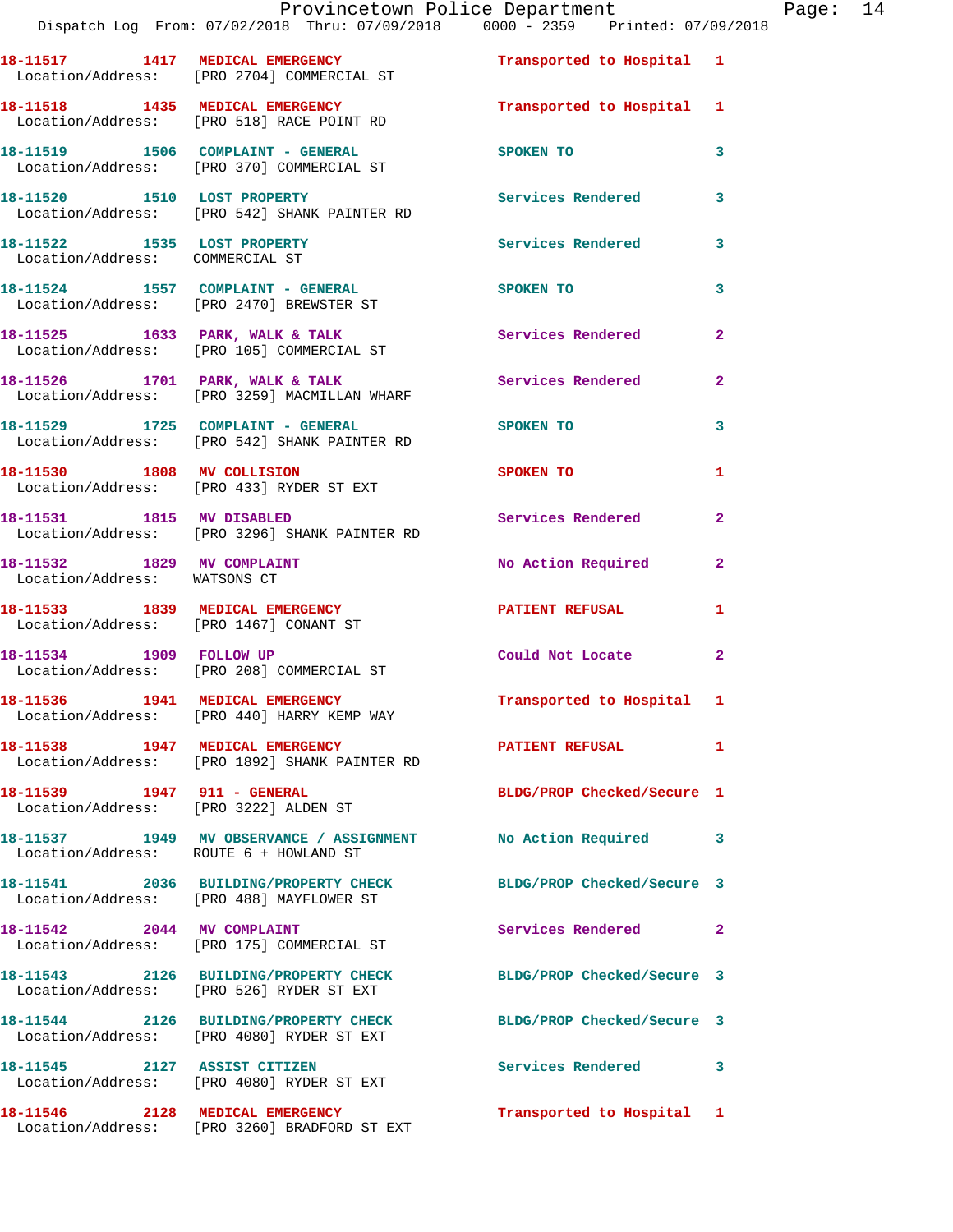| Call Number | Time | Call Reason | Action | Priority |
|---|---|---|---|---|
| 18-11517 | 1417 | MEDICAL EMERGENCY | Transported to Hospital | 1 |
| Location/Address: | [PRO 2704] COMMERCIAL ST | | | |
| 18-11518 | 1435 | MEDICAL EMERGENCY | Transported to Hospital | 1 |
| Location/Address: | [PRO 518] RACE POINT RD | | | |
| 18-11519 | 1506 | COMPLAINT - GENERAL | SPOKEN TO | 3 |
| Location/Address: | [PRO 370] COMMERCIAL ST | | | |
| 18-11520 | 1510 | LOST PROPERTY | Services Rendered | 3 |
| Location/Address: | [PRO 542] SHANK PAINTER RD | | | |
| 18-11522 | 1535 | LOST PROPERTY | Services Rendered | 3 |
| Location/Address: | COMMERCIAL ST | | | |
| 18-11524 | 1557 | COMPLAINT - GENERAL | SPOKEN TO | 3 |
| Location/Address: | [PRO 2470] BREWSTER ST | | | |
| 18-11525 | 1633 | PARK, WALK & TALK | Services Rendered | 2 |
| Location/Address: | [PRO 105] COMMERCIAL ST | | | |
| 18-11526 | 1701 | PARK, WALK & TALK | Services Rendered | 2 |
| Location/Address: | [PRO 3259] MACMILLAN WHARF | | | |
| 18-11529 | 1725 | COMPLAINT - GENERAL | SPOKEN TO | 3 |
| Location/Address: | [PRO 542] SHANK PAINTER RD | | | |
| 18-11530 | 1808 | MV COLLISION | SPOKEN TO | 1 |
| Location/Address: | [PRO 433] RYDER ST EXT | | | |
| 18-11531 | 1815 | MV DISABLED | Services Rendered | 2 |
| Location/Address: | [PRO 3296] SHANK PAINTER RD | | | |
| 18-11532 | 1829 | MV COMPLAINT | No Action Required | 2 |
| Location/Address: | WATSONS CT | | | |
| 18-11533 | 1839 | MEDICAL EMERGENCY | PATIENT REFUSAL | 1 |
| Location/Address: | [PRO 1467] CONANT ST | | | |
| 18-11534 | 1909 | FOLLOW UP | Could Not Locate | 2 |
| Location/Address: | [PRO 208] COMMERCIAL ST | | | |
| 18-11536 | 1941 | MEDICAL EMERGENCY | Transported to Hospital | 1 |
| Location/Address: | [PRO 440] HARRY KEMP WAY | | | |
| 18-11538 | 1947 | MEDICAL EMERGENCY | PATIENT REFUSAL | 1 |
| Location/Address: | [PRO 1892] SHANK PAINTER RD | | | |
| 18-11539 | 1947 | 911 - GENERAL | BLDG/PROP Checked/Secure | 1 |
| Location/Address: | [PRO 3222] ALDEN ST | | | |
| 18-11537 | 1949 | MV OBSERVANCE / ASSIGNMENT | No Action Required | 3 |
| Location/Address: | ROUTE 6 + HOWLAND ST | | | |
| 18-11541 | 2036 | BUILDING/PROPERTY CHECK | BLDG/PROP Checked/Secure | 3 |
| Location/Address: | [PRO 488] MAYFLOWER ST | | | |
| 18-11542 | 2044 | MV COMPLAINT | Services Rendered | 2 |
| Location/Address: | [PRO 175] COMMERCIAL ST | | | |
| 18-11543 | 2126 | BUILDING/PROPERTY CHECK | BLDG/PROP Checked/Secure | 3 |
| Location/Address: | [PRO 526] RYDER ST EXT | | | |
| 18-11544 | 2126 | BUILDING/PROPERTY CHECK | BLDG/PROP Checked/Secure | 3 |
| Location/Address: | [PRO 4080] RYDER ST EXT | | | |
| 18-11545 | 2127 | ASSIST CITIZEN | Services Rendered | 3 |
| Location/Address: | [PRO 4080] RYDER ST EXT | | | |
| 18-11546 | 2128 | MEDICAL EMERGENCY | Transported to Hospital | 1 |
| Location/Address: | [PRO 3260] BRADFORD ST EXT | | | |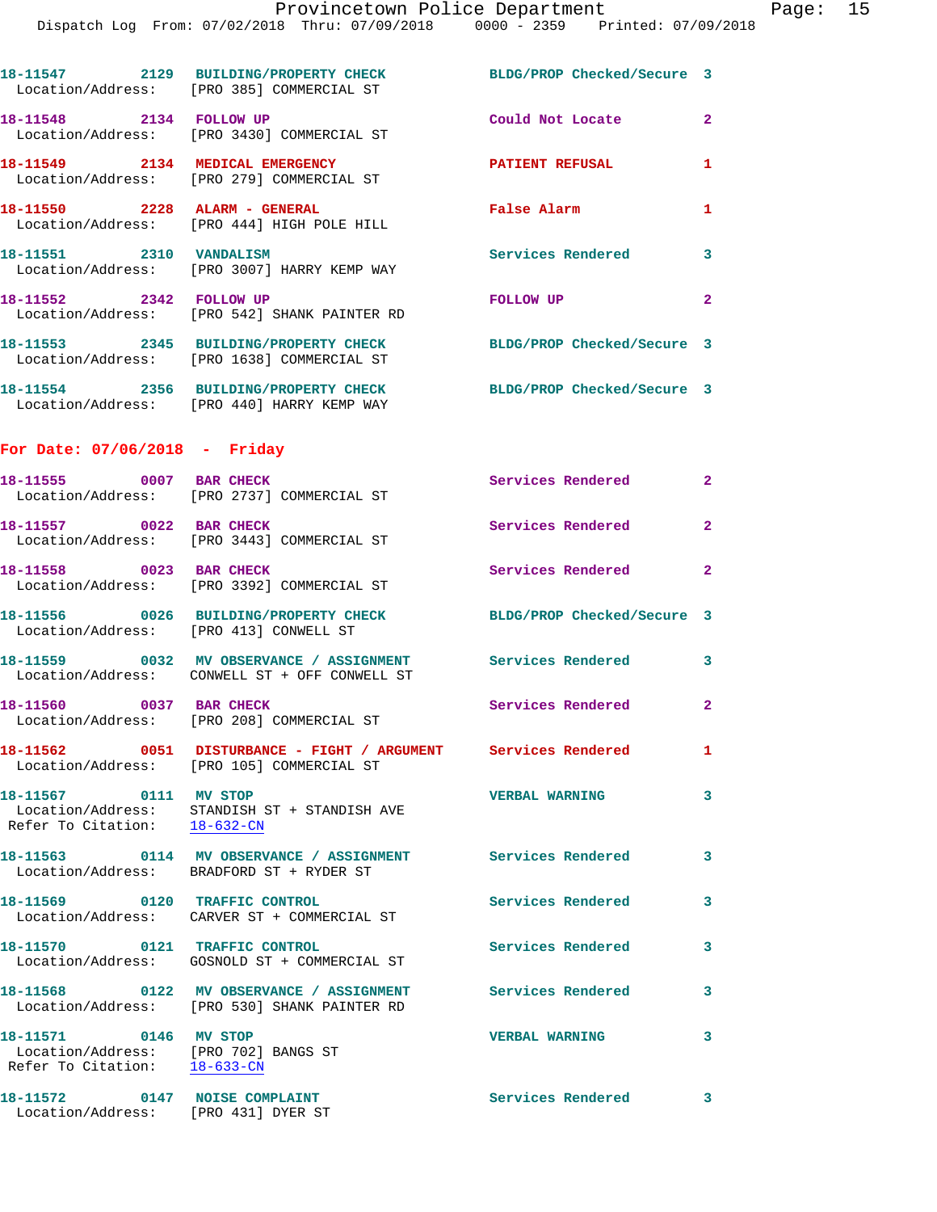18-11547 2129 BUILDING/PROPERTY CHECK BLDG/PROP Checked/Secure 3
Location/Address: [PRO 385] COMMERCIAL ST

18-11548 2134 FOLLOW UP Could Not Locate 2
Location/Address: [PRO 3430] COMMERCIAL ST

18-11549 2134 MEDICAL EMERGENCY PATIENT REFUSAL 1
Location/Address: [PRO 279] COMMERCIAL ST

18-11550 2228 ALARM - GENERAL False Alarm 1
Location/Address: [PRO 444] HIGH POLE HILL

18-11551 2310 VANDALISM Services Rendered 3
Location/Address: [PRO 3007] HARRY KEMP WAY

18-11552 2342 FOLLOW UP FOLLOW UP 2
Location/Address: [PRO 542] SHANK PAINTER RD

18-11553 2345 BUILDING/PROPERTY CHECK BLDG/PROP Checked/Secure 3
Location/Address: [PRO 1638] COMMERCIAL ST

18-11554 2356 BUILDING/PROPERTY CHECK BLDG/PROP Checked/Secure 3
Location/Address: [PRO 440] HARRY KEMP WAY

## For Date: 07/06/2018 - Friday

18-11555 0007 BAR CHECK Services Rendered 2
Location/Address: [PRO 2737] COMMERCIAL ST

18-11557 0022 BAR CHECK Services Rendered 2
Location/Address: [PRO 3443] COMMERCIAL ST

18-11558 0023 BAR CHECK Services Rendered 2
Location/Address: [PRO 3392] COMMERCIAL ST

18-11556 0026 BUILDING/PROPERTY CHECK BLDG/PROP Checked/Secure 3
Location/Address: [PRO 413] CONWELL ST

18-11559 0032 MV OBSERVANCE / ASSIGNMENT Services Rendered 3
Location/Address: CONWELL ST + OFF CONWELL ST

18-11560 0037 BAR CHECK Services Rendered 2
Location/Address: [PRO 208] COMMERCIAL ST

18-11562 0051 DISTURBANCE - FIGHT / ARGUMENT Services Rendered 1
Location/Address: [PRO 105] COMMERCIAL ST

18-11567 0111 MV STOP VERBAL WARNING 3
Location/Address: STANDISH ST + STANDISH AVE
Refer To Citation: 18-632-CN

18-11563 0114 MV OBSERVANCE / ASSIGNMENT Services Rendered 3
Location/Address: BRADFORD ST + RYDER ST

18-11569 0120 TRAFFIC CONTROL Services Rendered 3
Location/Address: CARVER ST + COMMERCIAL ST

18-11570 0121 TRAFFIC CONTROL Services Rendered 3
Location/Address: GOSNOLD ST + COMMERCIAL ST

18-11568 0122 MV OBSERVANCE / ASSIGNMENT Services Rendered 3
Location/Address: [PRO 530] SHANK PAINTER RD

18-11571 0146 MV STOP VERBAL WARNING 3
Location/Address: [PRO 702] BANGS ST
Refer To Citation: 18-633-CN

18-11572 0147 NOISE COMPLAINT Services Rendered 3
Location/Address: [PRO 431] DYER ST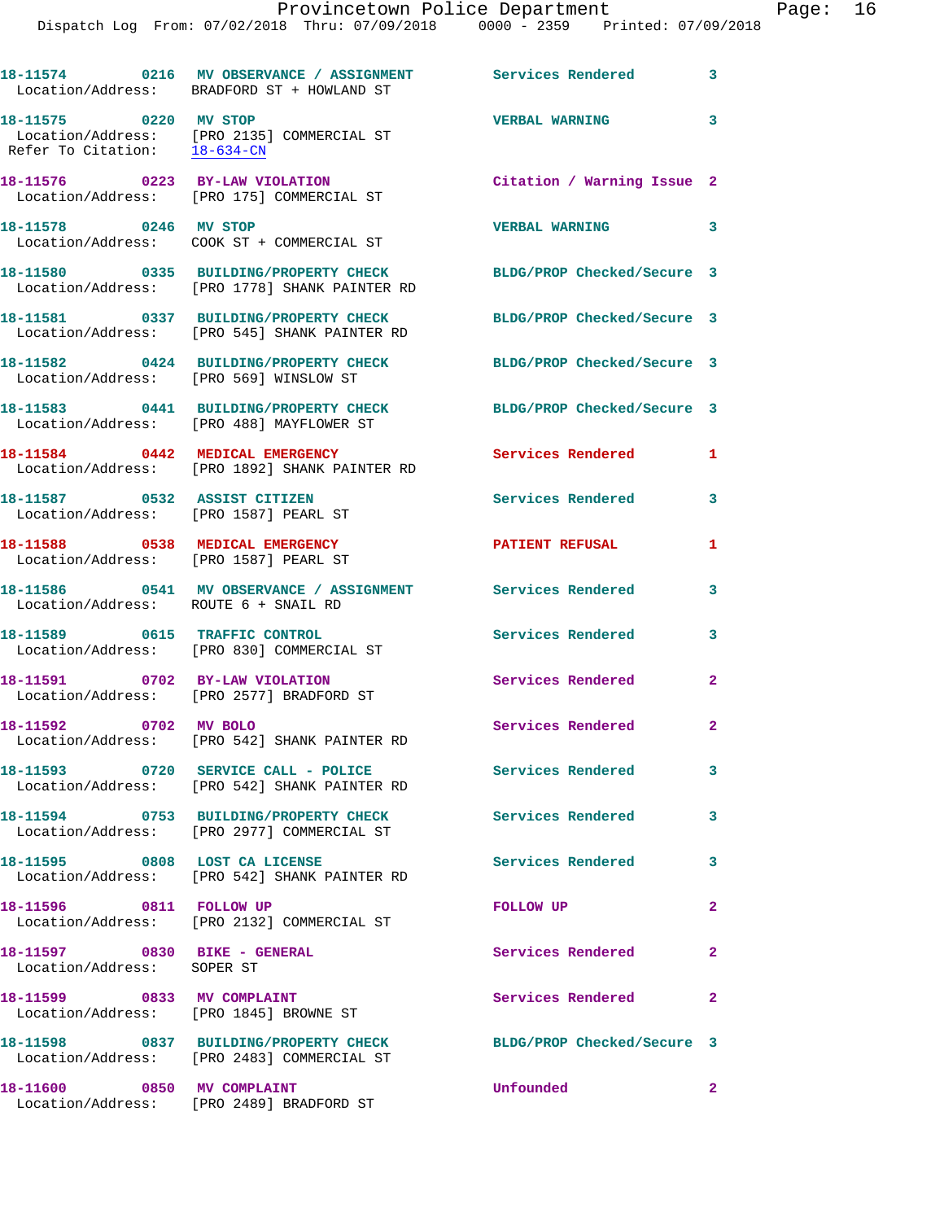18-11574 0216 MV OBSERVANCE / ASSIGNMENT Services Rendered 3
Location/Address: BRADFORD ST + HOWLAND ST

18-11575 0220 MV STOP VERBAL WARNING 3
Location/Address: [PRO 2135] COMMERCIAL ST
Refer To Citation: 18-634-CN

18-11576 0223 BY-LAW VIOLATION Citation / Warning Issue 2
Location/Address: [PRO 175] COMMERCIAL ST

18-11578 0246 MV STOP VERBAL WARNING 3
Location/Address: COOK ST + COMMERCIAL ST

18-11580 0335 BUILDING/PROPERTY CHECK BLDG/PROP Checked/Secure 3
Location/Address: [PRO 1778] SHANK PAINTER RD

18-11581 0337 BUILDING/PROPERTY CHECK BLDG/PROP Checked/Secure 3
Location/Address: [PRO 545] SHANK PAINTER RD

18-11582 0424 BUILDING/PROPERTY CHECK BLDG/PROP Checked/Secure 3
Location/Address: [PRO 569] WINSLOW ST

18-11583 0441 BUILDING/PROPERTY CHECK BLDG/PROP Checked/Secure 3
Location/Address: [PRO 488] MAYFLOWER ST

18-11584 0442 MEDICAL EMERGENCY Services Rendered 1
Location/Address: [PRO 1892] SHANK PAINTER RD

18-11587 0532 ASSIST CITIZEN Services Rendered 3
Location/Address: [PRO 1587] PEARL ST

18-11588 0538 MEDICAL EMERGENCY PATIENT REFUSAL 1
Location/Address: [PRO 1587] PEARL ST

18-11586 0541 MV OBSERVANCE / ASSIGNMENT Services Rendered 3
Location/Address: ROUTE 6 + SNAIL RD

18-11589 0615 TRAFFIC CONTROL Services Rendered 3
Location/Address: [PRO 830] COMMERCIAL ST

18-11591 0702 BY-LAW VIOLATION Services Rendered 2
Location/Address: [PRO 2577] BRADFORD ST

18-11592 0702 MV BOLO Services Rendered 2
Location/Address: [PRO 542] SHANK PAINTER RD

18-11593 0720 SERVICE CALL - POLICE Services Rendered 3
Location/Address: [PRO 542] SHANK PAINTER RD

18-11594 0753 BUILDING/PROPERTY CHECK Services Rendered 3
Location/Address: [PRO 2977] COMMERCIAL ST

18-11595 0808 LOST CA LICENSE Services Rendered 3
Location/Address: [PRO 542] SHANK PAINTER RD

18-11596 0811 FOLLOW UP FOLLOW UP 2
Location/Address: [PRO 2132] COMMERCIAL ST

18-11597 0830 BIKE - GENERAL Services Rendered 2
Location/Address: SOPER ST

18-11599 0833 MV COMPLAINT Services Rendered 2
Location/Address: [PRO 1845] BROWNE ST

18-11598 0837 BUILDING/PROPERTY CHECK BLDG/PROP Checked/Secure 3
Location/Address: [PRO 2483] COMMERCIAL ST

18-11600 0850 MV COMPLAINT Unfounded 2
Location/Address: [PRO 2489] BRADFORD ST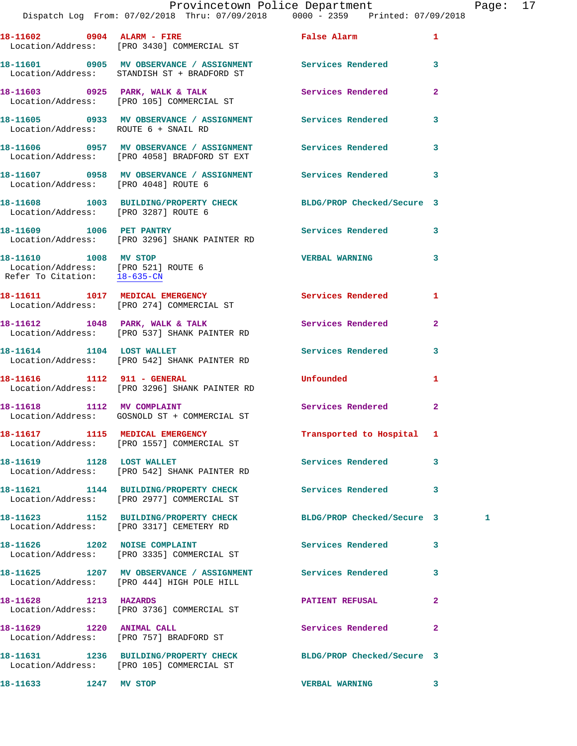| Call Number | Time | Call Reason | Action | Priority | |
|---|---|---|---|---|---|
| 18-11602 | 0904 | ALARM - FIRE | False Alarm | 1 | |
| Location/Address: | | [PRO 3430] COMMERCIAL ST | | | |
| 18-11601 | 0905 | MV OBSERVANCE / ASSIGNMENT | Services Rendered | 3 | |
| Location/Address: | | STANDISH ST + BRADFORD ST | | | |
| 18-11603 | 0925 | PARK, WALK & TALK | Services Rendered | 2 | |
| Location/Address: | | [PRO 105] COMMERCIAL ST | | | |
| 18-11605 | 0933 | MV OBSERVANCE / ASSIGNMENT | Services Rendered | 3 | |
| Location/Address: | | ROUTE 6 + SNAIL RD | | | |
| 18-11606 | 0957 | MV OBSERVANCE / ASSIGNMENT | Services Rendered | 3 | |
| Location/Address: | | [PRO 4058] BRADFORD ST EXT | | | |
| 18-11607 | 0958 | MV OBSERVANCE / ASSIGNMENT | Services Rendered | 3 | |
| Location/Address: | | [PRO 4048] ROUTE 6 | | | |
| 18-11608 | 1003 | BUILDING/PROPERTY CHECK | BLDG/PROP Checked/Secure | 3 | |
| Location/Address: | | [PRO 3287] ROUTE 6 | | | |
| 18-11609 | 1006 | PET PANTRY | Services Rendered | 3 | |
| Location/Address: | | [PRO 3296] SHANK PAINTER RD | | | |
| 18-11610 | 1008 | MV STOP | VERBAL WARNING | 3 | |
| Location/Address: | | [PRO 521] ROUTE 6 | | | |
| Refer To Citation: | | 18-635-CN | | | |
| 18-11611 | 1017 | MEDICAL EMERGENCY | Services Rendered | 1 | |
| Location/Address: | | [PRO 274] COMMERCIAL ST | | | |
| 18-11612 | 1048 | PARK, WALK & TALK | Services Rendered | 2 | |
| Location/Address: | | [PRO 537] SHANK PAINTER RD | | | |
| 18-11614 | 1104 | LOST WALLET | Services Rendered | 3 | |
| Location/Address: | | [PRO 542] SHANK PAINTER RD | | | |
| 18-11616 | 1112 | 911 - GENERAL | Unfounded | 1 | |
| Location/Address: | | [PRO 3296] SHANK PAINTER RD | | | |
| 18-11618 | 1112 | MV COMPLAINT | Services Rendered | 2 | |
| Location/Address: | | GOSNOLD ST + COMMERCIAL ST | | | |
| 18-11617 | 1115 | MEDICAL EMERGENCY | Transported to Hospital | 1 | |
| Location/Address: | | [PRO 1557] COMMERCIAL ST | | | |
| 18-11619 | 1128 | LOST WALLET | Services Rendered | 3 | |
| Location/Address: | | [PRO 542] SHANK PAINTER RD | | | |
| 18-11621 | 1144 | BUILDING/PROPERTY CHECK | Services Rendered | 3 | |
| Location/Address: | | [PRO 2977] COMMERCIAL ST | | | |
| 18-11623 | 1152 | BUILDING/PROPERTY CHECK | BLDG/PROP Checked/Secure | 3 | 1 |
| Location/Address: | | [PRO 3317] CEMETERY RD | | | |
| 18-11626 | 1202 | NOISE COMPLAINT | Services Rendered | 3 | |
| Location/Address: | | [PRO 3335] COMMERCIAL ST | | | |
| 18-11625 | 1207 | MV OBSERVANCE / ASSIGNMENT | Services Rendered | 3 | |
| Location/Address: | | [PRO 444] HIGH POLE HILL | | | |
| 18-11628 | 1213 | HAZARDS | PATIENT REFUSAL | 2 | |
| Location/Address: | | [PRO 3736] COMMERCIAL ST | | | |
| 18-11629 | 1220 | ANIMAL CALL | Services Rendered | 2 | |
| Location/Address: | | [PRO 757] BRADFORD ST | | | |
| 18-11631 | 1236 | BUILDING/PROPERTY CHECK | BLDG/PROP Checked/Secure | 3 | |
| Location/Address: | | [PRO 105] COMMERCIAL ST | | | |
| 18-11633 | 1247 | MV STOP | VERBAL WARNING | 3 | |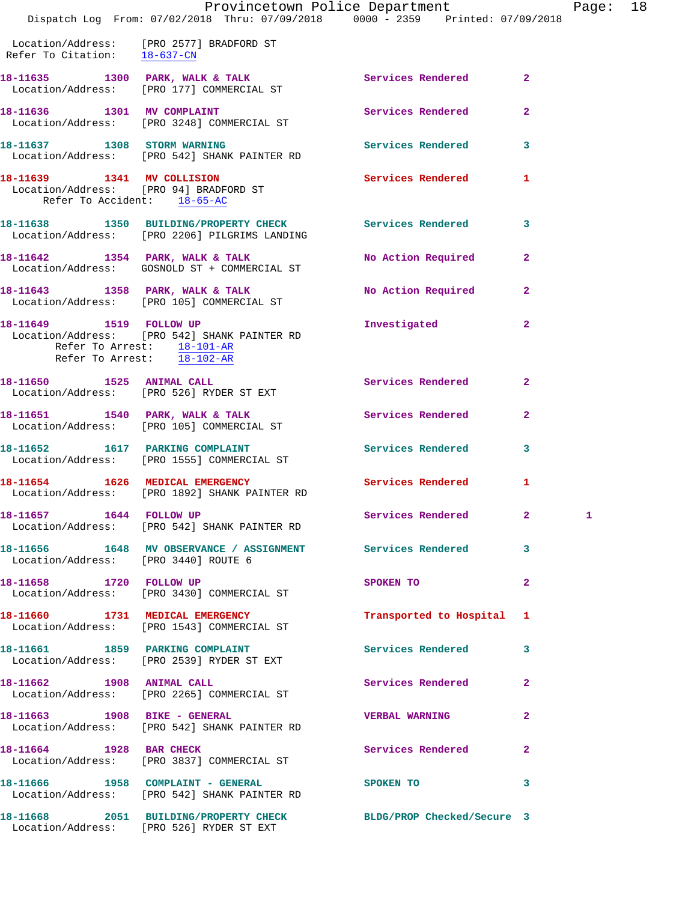Location/Address: [PRO 2577] BRADFORD ST
Refer To Citation: 18-637-CN

| Call # | Time | Call Type | Disposition | Priority | |
|---|---|---|---|---|---|
| 18-11635 | 1300 | PARK, WALK & TALK | Services Rendered | 2 | |
| Location/Address: [PRO 177] COMMERCIAL ST | | | | | |
| 18-11636 | 1301 | MV COMPLAINT | Services Rendered | 2 | |
| Location/Address: [PRO 3248] COMMERCIAL ST | | | | | |
| 18-11637 | 1308 | STORM WARNING | Services Rendered | 3 | |
| Location/Address: [PRO 542] SHANK PAINTER RD | | | | | |
| 18-11639 | 1341 | MV COLLISION | Services Rendered | 1 | |
| Location/Address: [PRO 94] BRADFORD ST; Refer To Accident: 18-65-AC | | | | | |
| 18-11638 | 1350 | BUILDING/PROPERTY CHECK | Services Rendered | 3 | |
| Location/Address: [PRO 2206] PILGRIMS LANDING | | | | | |
| 18-11642 | 1354 | PARK, WALK & TALK | No Action Required | 2 | |
| Location/Address: GOSNOLD ST + COMMERCIAL ST | | | | | |
| 18-11643 | 1358 | PARK, WALK & TALK | No Action Required | 2 | |
| Location/Address: [PRO 105] COMMERCIAL ST | | | | | |
| 18-11649 | 1519 | FOLLOW UP | Investigated | 2 | |
| Location/Address: [PRO 542] SHANK PAINTER RD; Refer To Arrest: 18-101-AR; Refer To Arrest: 18-102-AR | | | | | |
| 18-11650 | 1525 | ANIMAL CALL | Services Rendered | 2 | |
| Location/Address: [PRO 526] RYDER ST EXT | | | | | |
| 18-11651 | 1540 | PARK, WALK & TALK | Services Rendered | 2 | |
| Location/Address: [PRO 105] COMMERCIAL ST | | | | | |
| 18-11652 | 1617 | PARKING COMPLAINT | Services Rendered | 3 | |
| Location/Address: [PRO 1555] COMMERCIAL ST | | | | | |
| 18-11654 | 1626 | MEDICAL EMERGENCY | Services Rendered | 1 | |
| Location/Address: [PRO 1892] SHANK PAINTER RD | | | | | |
| 18-11657 | 1644 | FOLLOW UP | Services Rendered | 2 | 1 |
| Location/Address: [PRO 542] SHANK PAINTER RD | | | | | |
| 18-11656 | 1648 | MV OBSERVANCE / ASSIGNMENT | Services Rendered | 3 | |
| Location/Address: [PRO 3440] ROUTE 6 | | | | | |
| 18-11658 | 1720 | FOLLOW UP | SPOKEN TO | 2 | |
| Location/Address: [PRO 3430] COMMERCIAL ST | | | | | |
| 18-11660 | 1731 | MEDICAL EMERGENCY | Transported to Hospital | 1 | |
| Location/Address: [PRO 1543] COMMERCIAL ST | | | | | |
| 18-11661 | 1859 | PARKING COMPLAINT | Services Rendered | 3 | |
| Location/Address: [PRO 2539] RYDER ST EXT | | | | | |
| 18-11662 | 1908 | ANIMAL CALL | Services Rendered | 2 | |
| Location/Address: [PRO 2265] COMMERCIAL ST | | | | | |
| 18-11663 | 1908 | BIKE - GENERAL | VERBAL WARNING | 2 | |
| Location/Address: [PRO 542] SHANK PAINTER RD | | | | | |
| 18-11664 | 1928 | BAR CHECK | Services Rendered | 2 | |
| Location/Address: [PRO 3837] COMMERCIAL ST | | | | | |
| 18-11666 | 1958 | COMPLAINT - GENERAL | SPOKEN TO | 3 | |
| Location/Address: [PRO 542] SHANK PAINTER RD | | | | | |
| 18-11668 | 2051 | BUILDING/PROPERTY CHECK | BLDG/PROP Checked/Secure | 3 | |
| Location/Address: [PRO 526] RYDER ST EXT | | | | | |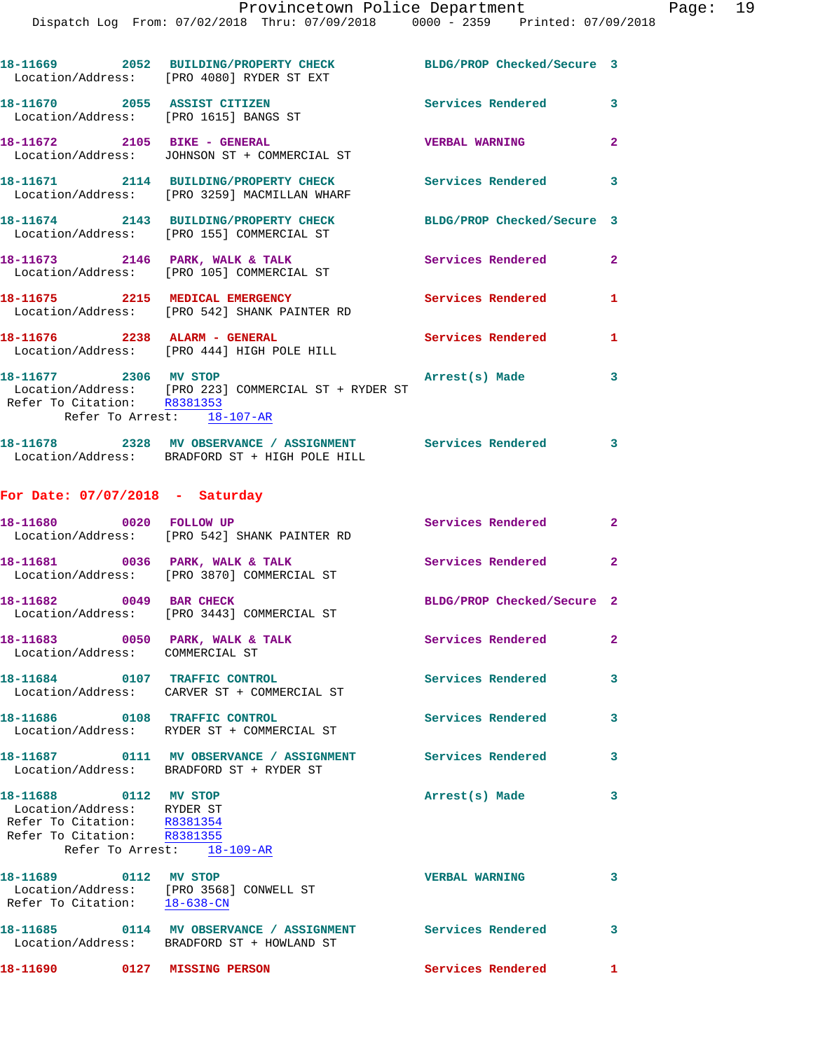18-11669 2052 BUILDING/PROPERTY CHECK BLDG/PROP Checked/Secure 3
Location/Address: [PRO 4080] RYDER ST EXT

18-11670 2055 ASSIST CITIZEN Services Rendered 3
Location/Address: [PRO 1615] BANGS ST

18-11672 2105 BIKE - GENERAL VERBAL WARNING 2
Location/Address: JOHNSON ST + COMMERCIAL ST

18-11671 2114 BUILDING/PROPERTY CHECK Services Rendered 3
Location/Address: [PRO 3259] MACMILLAN WHARF

18-11674 2143 BUILDING/PROPERTY CHECK BLDG/PROP Checked/Secure 3
Location/Address: [PRO 155] COMMERCIAL ST

18-11673 2146 PARK, WALK & TALK Services Rendered 2
Location/Address: [PRO 105] COMMERCIAL ST

18-11675 2215 MEDICAL EMERGENCY Services Rendered 1
Location/Address: [PRO 542] SHANK PAINTER RD

18-11676 2238 ALARM - GENERAL Services Rendered 1
Location/Address: [PRO 444] HIGH POLE HILL

18-11677 2306 MV STOP Arrest(s) Made 3
Location/Address: [PRO 223] COMMERCIAL ST + RYDER ST
Refer To Citation: R8381353
Refer To Arrest: 18-107-AR

18-11678 2328 MV OBSERVANCE / ASSIGNMENT Services Rendered 3
Location/Address: BRADFORD ST + HIGH POLE HILL

**For Date: 07/07/2018 - Saturday**

18-11680 0020 FOLLOW UP Services Rendered 2
Location/Address: [PRO 542] SHANK PAINTER RD

18-11681 0036 PARK, WALK & TALK Services Rendered 2
Location/Address: [PRO 3870] COMMERCIAL ST

18-11682 0049 BAR CHECK BLDG/PROP Checked/Secure 2
Location/Address: [PRO 3443] COMMERCIAL ST

18-11683 0050 PARK, WALK & TALK Services Rendered 2
Location/Address: COMMERCIAL ST

18-11684 0107 TRAFFIC CONTROL Services Rendered 3
Location/Address: CARVER ST + COMMERCIAL ST

18-11686 0108 TRAFFIC CONTROL Services Rendered 3
Location/Address: RYDER ST + COMMERCIAL ST

18-11687 0111 MV OBSERVANCE / ASSIGNMENT Services Rendered 3
Location/Address: BRADFORD ST + RYDER ST

18-11688 0112 MV STOP Arrest(s) Made 3
Location/Address: RYDER ST
Refer To Citation: R8381354
Refer To Citation: R8381355
Refer To Arrest: 18-109-AR

18-11689 0112 MV STOP VERBAL WARNING 3
Location/Address: [PRO 3568] CONWELL ST
Refer To Citation: 18-638-CN

18-11685 0114 MV OBSERVANCE / ASSIGNMENT Services Rendered 3
Location/Address: BRADFORD ST + HOWLAND ST

18-11690 0127 MISSING PERSON Services Rendered 1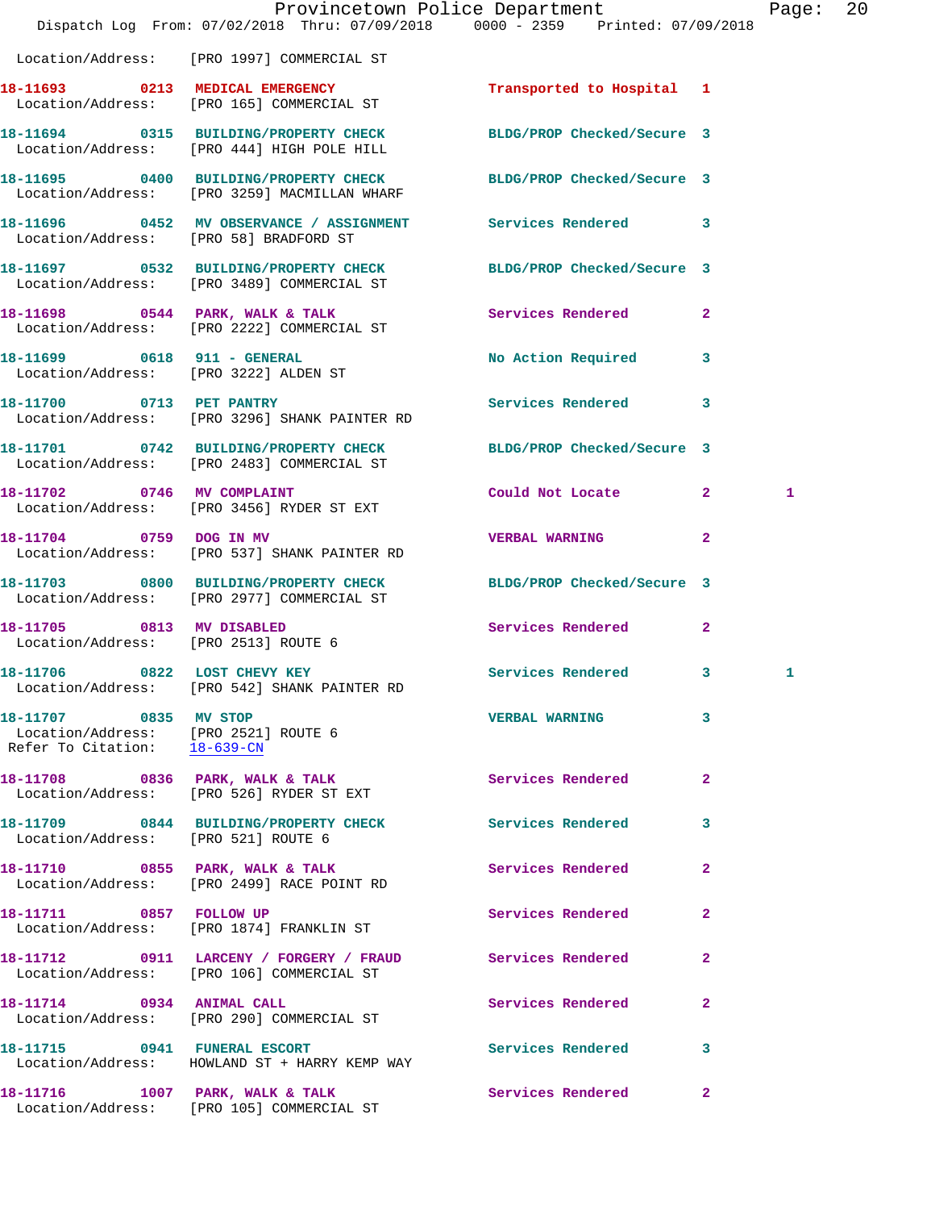Location/Address: [PRO 1997] COMMERCIAL ST

**18-11693** 0213 MEDICAL EMERGENCY Transported to Hospital 1
Location/Address: [PRO 165] COMMERCIAL ST

**18-11694** 0315 BUILDING/PROPERTY CHECK BLDG/PROP Checked/Secure 3
Location/Address: [PRO 444] HIGH POLE HILL

**18-11695** 0400 BUILDING/PROPERTY CHECK BLDG/PROP Checked/Secure 3
Location/Address: [PRO 3259] MACMILLAN WHARF

**18-11696** 0452 MV OBSERVANCE / ASSIGNMENT Services Rendered 3
Location/Address: [PRO 58] BRADFORD ST

**18-11697** 0532 BUILDING/PROPERTY CHECK BLDG/PROP Checked/Secure 3
Location/Address: [PRO 3489] COMMERCIAL ST

**18-11698** 0544 PARK, WALK & TALK Services Rendered 2
Location/Address: [PRO 2222] COMMERCIAL ST

**18-11699** 0618 911 - GENERAL No Action Required 3
Location/Address: [PRO 3222] ALDEN ST

**18-11700** 0713 PET PANTRY Services Rendered 3
Location/Address: [PRO 3296] SHANK PAINTER RD

**18-11701** 0742 BUILDING/PROPERTY CHECK BLDG/PROP Checked/Secure 3
Location/Address: [PRO 2483] COMMERCIAL ST

**18-11702** 0746 MV COMPLAINT Could Not Locate 2 1
Location/Address: [PRO 3456] RYDER ST EXT

**18-11704** 0759 DOG IN MV VERBAL WARNING 2
Location/Address: [PRO 537] SHANK PAINTER RD

**18-11703** 0800 BUILDING/PROPERTY CHECK BLDG/PROP Checked/Secure 3
Location/Address: [PRO 2977] COMMERCIAL ST

**18-11705** 0813 MV DISABLED Services Rendered 2
Location/Address: [PRO 2513] ROUTE 6

**18-11706** 0822 LOST CHEVY KEY Services Rendered 3 1
Location/Address: [PRO 542] SHANK PAINTER RD

**18-11707** 0835 MV STOP VERBAL WARNING 3
Location/Address: [PRO 2521] ROUTE 6
Refer To Citation: 18-639-CN

**18-11708** 0836 PARK, WALK & TALK Services Rendered 2
Location/Address: [PRO 526] RYDER ST EXT

**18-11709** 0844 BUILDING/PROPERTY CHECK Services Rendered 3
Location/Address: [PRO 521] ROUTE 6

**18-11710** 0855 PARK, WALK & TALK Services Rendered 2
Location/Address: [PRO 2499] RACE POINT RD

**18-11711** 0857 FOLLOW UP Services Rendered 2
Location/Address: [PRO 1874] FRANKLIN ST

**18-11712** 0911 LARCENY / FORGERY / FRAUD Services Rendered 2
Location/Address: [PRO 106] COMMERCIAL ST

**18-11714** 0934 ANIMAL CALL Services Rendered 2
Location/Address: [PRO 290] COMMERCIAL ST

**18-11715** 0941 FUNERAL ESCORT Services Rendered 3
Location/Address: HOWLAND ST + HARRY KEMP WAY

**18-11716** 1007 PARK, WALK & TALK Services Rendered 2
Location/Address: [PRO 105] COMMERCIAL ST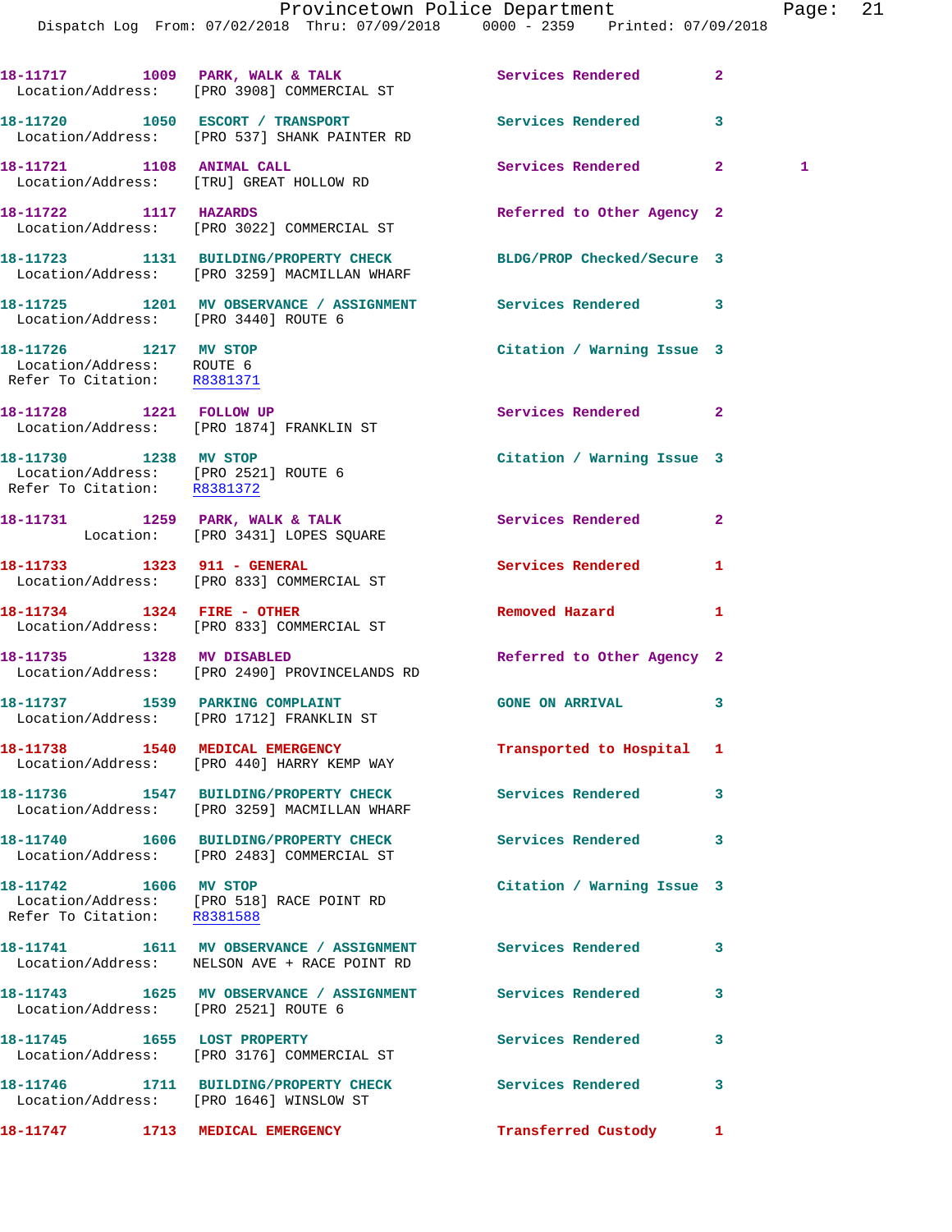18-11717 1009 PARK, WALK & TALK Services Rendered 2
Location/Address: [PRO 3908] COMMERCIAL ST

18-11720 1050 ESCORT / TRANSPORT Services Rendered 3
Location/Address: [PRO 537] SHANK PAINTER RD

18-11721 1108 ANIMAL CALL Services Rendered 2 1
Location/Address: [TRU] GREAT HOLLOW RD

18-11722 1117 HAZARDS Referred to Other Agency 2
Location/Address: [PRO 3022] COMMERCIAL ST

18-11723 1131 BUILDING/PROPERTY CHECK BLDG/PROP Checked/Secure 3
Location/Address: [PRO 3259] MACMILLAN WHARF

18-11725 1201 MV OBSERVANCE / ASSIGNMENT Services Rendered 3
Location/Address: [PRO 3440] ROUTE 6

18-11726 1217 MV STOP Citation / Warning Issue 3
Location/Address: ROUTE 6
Refer To Citation: R8381371

18-11728 1221 FOLLOW UP Services Rendered 2
Location/Address: [PRO 1874] FRANKLIN ST

18-11730 1238 MV STOP Citation / Warning Issue 3
Location/Address: [PRO 2521] ROUTE 6
Refer To Citation: R8381372

18-11731 1259 PARK, WALK & TALK Services Rendered 2
Location: [PRO 3431] LOPES SQUARE

18-11733 1323 911 - GENERAL Services Rendered 1
Location/Address: [PRO 833] COMMERCIAL ST

18-11734 1324 FIRE - OTHER Removed Hazard 1
Location/Address: [PRO 833] COMMERCIAL ST

18-11735 1328 MV DISABLED Referred to Other Agency 2
Location/Address: [PRO 2490] PROVINCELANDS RD

18-11737 1539 PARKING COMPLAINT GONE ON ARRIVAL 3
Location/Address: [PRO 1712] FRANKLIN ST

18-11738 1540 MEDICAL EMERGENCY Transported to Hospital 1
Location/Address: [PRO 440] HARRY KEMP WAY

18-11736 1547 BUILDING/PROPERTY CHECK Services Rendered 3
Location/Address: [PRO 3259] MACMILLAN WHARF

18-11740 1606 BUILDING/PROPERTY CHECK Services Rendered 3
Location/Address: [PRO 2483] COMMERCIAL ST

18-11742 1606 MV STOP Citation / Warning Issue 3
Location/Address: [PRO 518] RACE POINT RD
Refer To Citation: R8381588

18-11741 1611 MV OBSERVANCE / ASSIGNMENT Services Rendered 3
Location/Address: NELSON AVE + RACE POINT RD

18-11743 1625 MV OBSERVANCE / ASSIGNMENT Services Rendered 3
Location/Address: [PRO 2521] ROUTE 6

18-11745 1655 LOST PROPERTY Services Rendered 3
Location/Address: [PRO 3176] COMMERCIAL ST

18-11746 1711 BUILDING/PROPERTY CHECK Services Rendered 3
Location/Address: [PRO 1646] WINSLOW ST

18-11747 1713 MEDICAL EMERGENCY Transferred Custody 1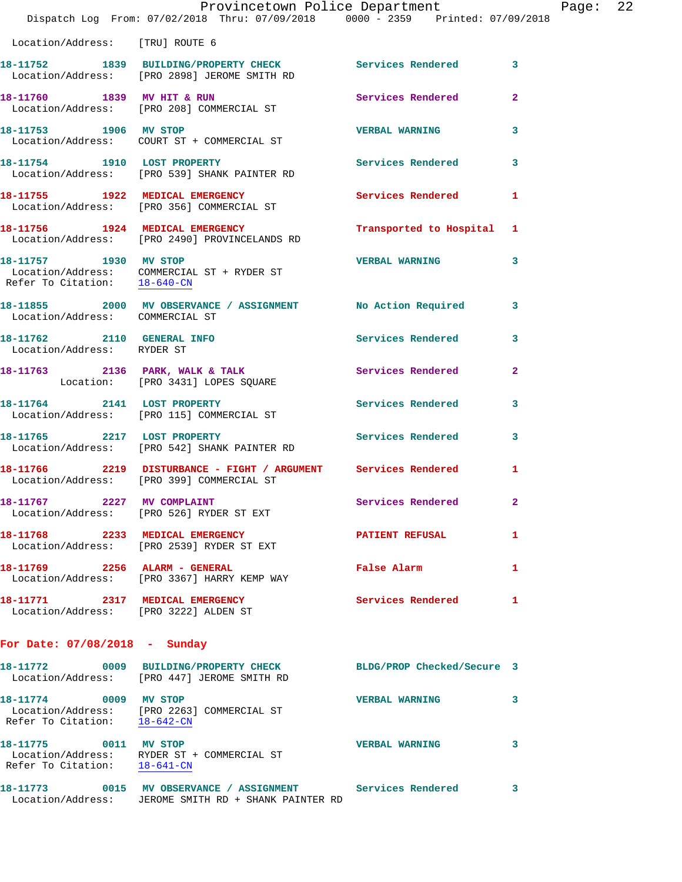Location/Address: [TRU] ROUTE 6

**18-11752** 1839 **BUILDING/PROPERTY CHECK** Services Rendered 3
Location/Address: [PRO 2898] JEROME SMITH RD

**18-11760** 1839 **MV HIT & RUN** Services Rendered 2
Location/Address: [PRO 208] COMMERCIAL ST

**18-11753** 1906 **MV STOP** VERBAL WARNING 3
Location/Address: COURT ST + COMMERCIAL ST

**18-11754** 1910 **LOST PROPERTY** Services Rendered 3
Location/Address: [PRO 539] SHANK PAINTER RD

**18-11755** 1922 **MEDICAL EMERGENCY** Services Rendered 1
Location/Address: [PRO 356] COMMERCIAL ST

**18-11756** 1924 **MEDICAL EMERGENCY** Transported to Hospital 1
Location/Address: [PRO 2490] PROVINCELANDS RD

**18-11757** 1930 **MV STOP** VERBAL WARNING 3
Location/Address: COMMERCIAL ST + RYDER ST
Refer To Citation: 18-640-CN

**18-11855** 2000 **MV OBSERVANCE / ASSIGNMENT** No Action Required 3
Location/Address: COMMERCIAL ST

**18-11762** 2110 **GENERAL INFO** Services Rendered 3
Location/Address: RYDER ST

**18-11763** 2136 **PARK, WALK & TALK** Services Rendered 2
Location: [PRO 3431] LOPES SQUARE

**18-11764** 2141 **LOST PROPERTY** Services Rendered 3
Location/Address: [PRO 115] COMMERCIAL ST

**18-11765** 2217 **LOST PROPERTY** Services Rendered 3
Location/Address: [PRO 542] SHANK PAINTER RD

**18-11766** 2219 **DISTURBANCE - FIGHT / ARGUMENT** Services Rendered 1
Location/Address: [PRO 399] COMMERCIAL ST

**18-11767** 2227 **MV COMPLAINT** Services Rendered 2
Location/Address: [PRO 526] RYDER ST EXT

**18-11768** 2233 **MEDICAL EMERGENCY** PATIENT REFUSAL 1
Location/Address: [PRO 2539] RYDER ST EXT

**18-11769** 2256 **ALARM - GENERAL** False Alarm 1
Location/Address: [PRO 3367] HARRY KEMP WAY

**18-11771** 2317 **MEDICAL EMERGENCY** Services Rendered 1
Location/Address: [PRO 3222] ALDEN ST

## For Date: 07/08/2018 - Sunday

**18-11772** 0009 **BUILDING/PROPERTY CHECK** BLDG/PROP Checked/Secure 3
Location/Address: [PRO 447] JEROME SMITH RD

**18-11774** 0009 **MV STOP** VERBAL WARNING 3
Location/Address: [PRO 2263] COMMERCIAL ST
Refer To Citation: 18-642-CN

**18-11775** 0011 **MV STOP** VERBAL WARNING 3
Location/Address: RYDER ST + COMMERCIAL ST
Refer To Citation: 18-641-CN

**18-11773** 0015 **MV OBSERVANCE / ASSIGNMENT** Services Rendered 3
Location/Address: JEROME SMITH RD + SHANK PAINTER RD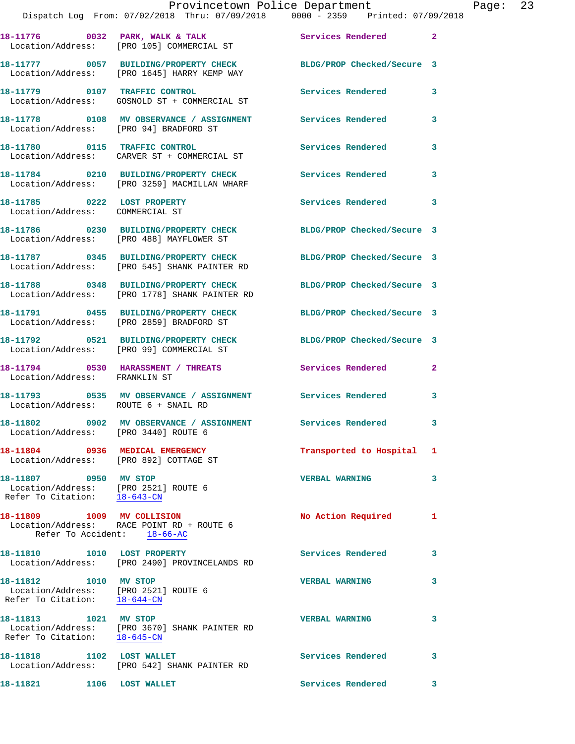18-11776 0032 PARK, WALK & TALK Services Rendered 2
Location/Address: [PRO 105] COMMERCIAL ST

18-11777 0057 BUILDING/PROPERTY CHECK BLDG/PROP Checked/Secure 3
Location/Address: [PRO 1645] HARRY KEMP WAY

18-11779 0107 TRAFFIC CONTROL Services Rendered 3
Location/Address: GOSNOLD ST + COMMERCIAL ST

18-11778 0108 MV OBSERVANCE / ASSIGNMENT Services Rendered 3
Location/Address: [PRO 94] BRADFORD ST

18-11780 0115 TRAFFIC CONTROL Services Rendered 3
Location/Address: CARVER ST + COMMERCIAL ST

18-11784 0210 BUILDING/PROPERTY CHECK Services Rendered 3
Location/Address: [PRO 3259] MACMILLAN WHARF

18-11785 0222 LOST PROPERTY Services Rendered 3
Location/Address: COMMERCIAL ST

18-11786 0230 BUILDING/PROPERTY CHECK BLDG/PROP Checked/Secure 3
Location/Address: [PRO 488] MAYFLOWER ST

18-11787 0345 BUILDING/PROPERTY CHECK BLDG/PROP Checked/Secure 3
Location/Address: [PRO 545] SHANK PAINTER RD

18-11788 0348 BUILDING/PROPERTY CHECK BLDG/PROP Checked/Secure 3
Location/Address: [PRO 1778] SHANK PAINTER RD

18-11791 0455 BUILDING/PROPERTY CHECK BLDG/PROP Checked/Secure 3
Location/Address: [PRO 2859] BRADFORD ST

18-11792 0521 BUILDING/PROPERTY CHECK BLDG/PROP Checked/Secure 3
Location/Address: [PRO 99] COMMERCIAL ST

18-11794 0530 HARASSMENT / THREATS Services Rendered 2
Location/Address: FRANKLIN ST

18-11793 0535 MV OBSERVANCE / ASSIGNMENT Services Rendered 3
Location/Address: ROUTE 6 + SNAIL RD

18-11802 0902 MV OBSERVANCE / ASSIGNMENT Services Rendered 3
Location/Address: [PRO 3440] ROUTE 6

18-11804 0936 MEDICAL EMERGENCY Transported to Hospital 1
Location/Address: [PRO 892] COTTAGE ST

18-11807 0950 MV STOP VERBAL WARNING 3
Location/Address: [PRO 2521] ROUTE 6
Refer To Citation: 18-643-CN

18-11809 1009 MV COLLISION No Action Required 1
Location/Address: RACE POINT RD + ROUTE 6
Refer To Accident: 18-66-AC

18-11810 1010 LOST PROPERTY Services Rendered 3
Location/Address: [PRO 2490] PROVINCELANDS RD

18-11812 1010 MV STOP VERBAL WARNING 3
Location/Address: [PRO 2521] ROUTE 6
Refer To Citation: 18-644-CN

18-11813 1021 MV STOP VERBAL WARNING 3
Location/Address: [PRO 3670] SHANK PAINTER RD
Refer To Citation: 18-645-CN

18-11818 1102 LOST WALLET Services Rendered 3
Location/Address: [PRO 542] SHANK PAINTER RD

18-11821 1106 LOST WALLET Services Rendered 3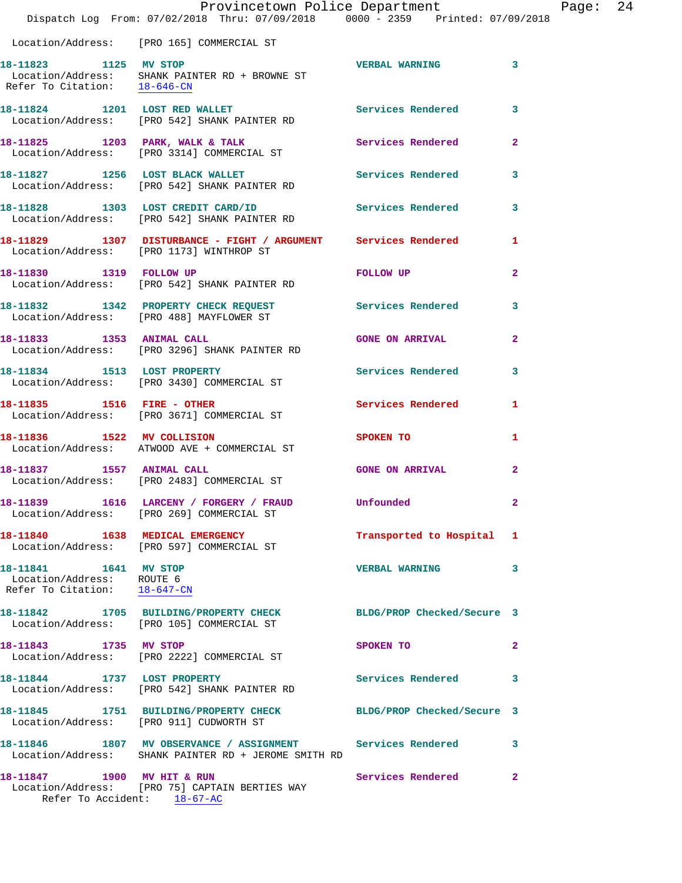Location/Address: [PRO 165] COMMERCIAL ST

**18-11823 1125 MV STOP** VERBAL WARNING 3
Location/Address: SHANK PAINTER RD + BROWNE ST
Refer To Citation: 18-646-CN

**18-11824 1201 LOST RED WALLET** Services Rendered 3
Location/Address: [PRO 542] SHANK PAINTER RD

**18-11825 1203 PARK, WALK & TALK** Services Rendered 2
Location/Address: [PRO 3314] COMMERCIAL ST

**18-11827 1256 LOST BLACK WALLET** Services Rendered 3
Location/Address: [PRO 542] SHANK PAINTER RD

**18-11828 1303 LOST CREDIT CARD/ID** Services Rendered 3
Location/Address: [PRO 542] SHANK PAINTER RD

**18-11829 1307 DISTURBANCE - FIGHT / ARGUMENT** Services Rendered 1
Location/Address: [PRO 1173] WINTHROP ST

**18-11830 1319 FOLLOW UP** FOLLOW UP 2
Location/Address: [PRO 542] SHANK PAINTER RD

**18-11832 1342 PROPERTY CHECK REQUEST** Services Rendered 3
Location/Address: [PRO 488] MAYFLOWER ST

**18-11833 1353 ANIMAL CALL** GONE ON ARRIVAL 2
Location/Address: [PRO 3296] SHANK PAINTER RD

**18-11834 1513 LOST PROPERTY** Services Rendered 3
Location/Address: [PRO 3430] COMMERCIAL ST

**18-11835 1516 FIRE - OTHER** Services Rendered 1
Location/Address: [PRO 3671] COMMERCIAL ST

**18-11836 1522 MV COLLISION** SPOKEN TO 1
Location/Address: ATWOOD AVE + COMMERCIAL ST

**18-11837 1557 ANIMAL CALL** GONE ON ARRIVAL 2
Location/Address: [PRO 2483] COMMERCIAL ST

**18-11839 1616 LARCENY / FORGERY / FRAUD** Unfounded 2
Location/Address: [PRO 269] COMMERCIAL ST

**18-11840 1638 MEDICAL EMERGENCY** Transported to Hospital 1
Location/Address: [PRO 597] COMMERCIAL ST

**18-11841 1641 MV STOP** VERBAL WARNING 3
Location/Address: ROUTE 6
Refer To Citation: 18-647-CN

**18-11842 1705 BUILDING/PROPERTY CHECK** BLDG/PROP Checked/Secure 3
Location/Address: [PRO 105] COMMERCIAL ST

**18-11843 1735 MV STOP** SPOKEN TO 2
Location/Address: [PRO 2222] COMMERCIAL ST

**18-11844 1737 LOST PROPERTY** Services Rendered 3
Location/Address: [PRO 542] SHANK PAINTER RD

**18-11845 1751 BUILDING/PROPERTY CHECK** BLDG/PROP Checked/Secure 3
Location/Address: [PRO 911] CUDWORTH ST

**18-11846 1807 MV OBSERVANCE / ASSIGNMENT** Services Rendered 3
Location/Address: SHANK PAINTER RD + JEROME SMITH RD

**18-11847 1900 MV HIT & RUN** Services Rendered 2
Location/Address: [PRO 75] CAPTAIN BERTIES WAY
Refer To Accident: 18-67-AC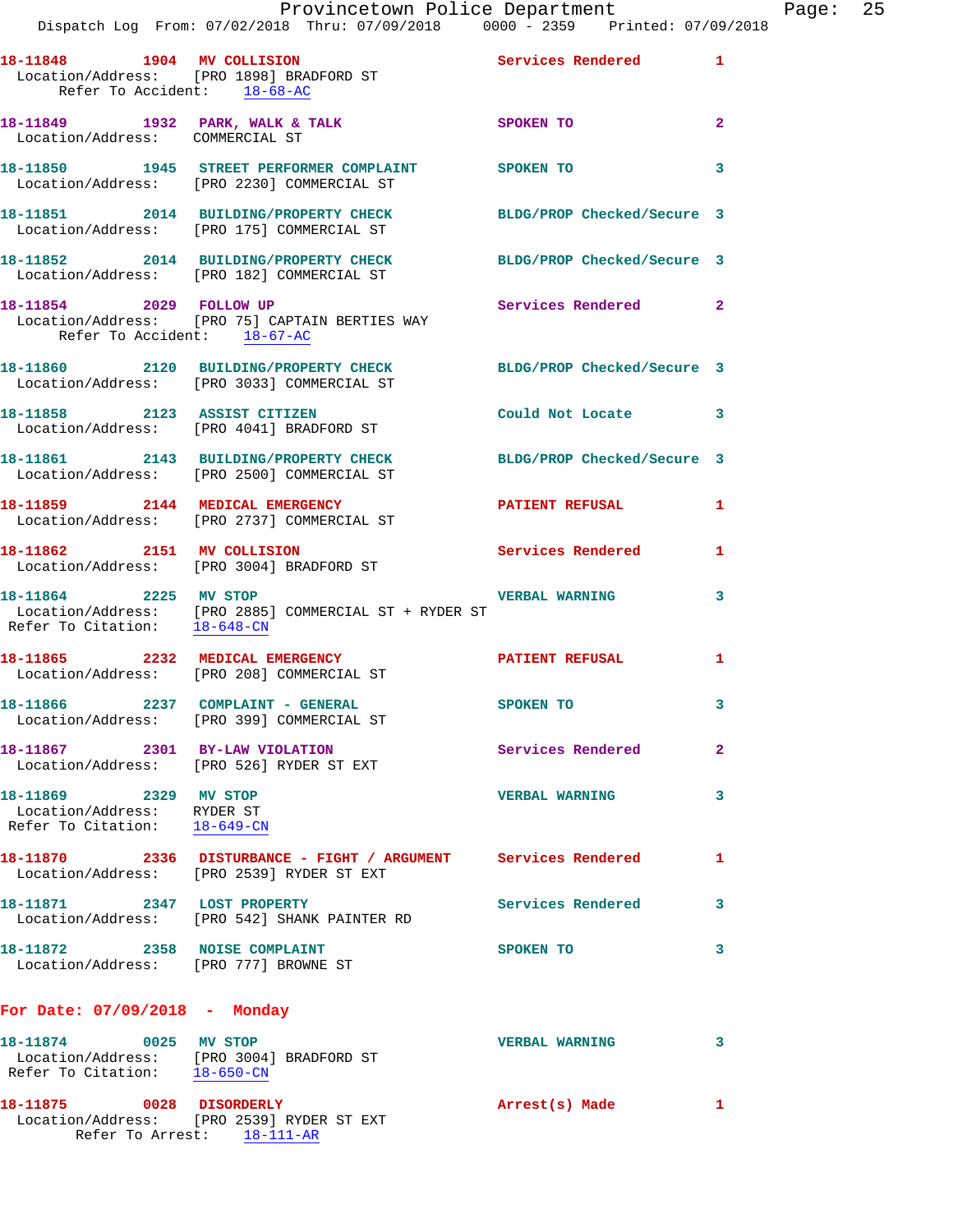18-11848 1904 MV COLLISION Services Rendered 1
Location/Address: [PRO 1898] BRADFORD ST
Refer To Accident: 18-68-AC

18-11849 1932 PARK, WALK & TALK SPOKEN TO 2
Location/Address: COMMERCIAL ST

18-11850 1945 STREET PERFORMER COMPLAINT SPOKEN TO 3
Location/Address: [PRO 2230] COMMERCIAL ST

18-11851 2014 BUILDING/PROPERTY CHECK BLDG/PROP Checked/Secure 3
Location/Address: [PRO 175] COMMERCIAL ST

18-11852 2014 BUILDING/PROPERTY CHECK BLDG/PROP Checked/Secure 3
Location/Address: [PRO 182] COMMERCIAL ST

18-11854 2029 FOLLOW UP Services Rendered 2
Location/Address: [PRO 75] CAPTAIN BERTIES WAY
Refer To Accident: 18-67-AC

18-11860 2120 BUILDING/PROPERTY CHECK BLDG/PROP Checked/Secure 3
Location/Address: [PRO 3033] COMMERCIAL ST

18-11858 2123 ASSIST CITIZEN Could Not Locate 3
Location/Address: [PRO 4041] BRADFORD ST

18-11861 2143 BUILDING/PROPERTY CHECK BLDG/PROP Checked/Secure 3
Location/Address: [PRO 2500] COMMERCIAL ST

18-11859 2144 MEDICAL EMERGENCY PATIENT REFUSAL 1
Location/Address: [PRO 2737] COMMERCIAL ST

18-11862 2151 MV COLLISION Services Rendered 1
Location/Address: [PRO 3004] BRADFORD ST

18-11864 2225 MV STOP VERBAL WARNING 3
Location/Address: [PRO 2885] COMMERCIAL ST + RYDER ST
Refer To Citation: 18-648-CN

18-11865 2232 MEDICAL EMERGENCY PATIENT REFUSAL 1
Location/Address: [PRO 208] COMMERCIAL ST

18-11866 2237 COMPLAINT - GENERAL SPOKEN TO 3
Location/Address: [PRO 399] COMMERCIAL ST

18-11867 2301 BY-LAW VIOLATION Services Rendered 2
Location/Address: [PRO 526] RYDER ST EXT

18-11869 2329 MV STOP VERBAL WARNING 3
Location/Address: RYDER ST
Refer To Citation: 18-649-CN

18-11870 2336 DISTURBANCE - FIGHT / ARGUMENT Services Rendered 1
Location/Address: [PRO 2539] RYDER ST EXT

18-11871 2347 LOST PROPERTY Services Rendered 3
Location/Address: [PRO 542] SHANK PAINTER RD

18-11872 2358 NOISE COMPLAINT SPOKEN TO 3
Location/Address: [PRO 777] BROWNE ST

**For Date: 07/09/2018 - Monday**

18-11874 0025 MV STOP VERBAL WARNING 3
Location/Address: [PRO 3004] BRADFORD ST
Refer To Citation: 18-650-CN

18-11875 0028 DISORDERLY Arrest(s) Made 1
Location/Address: [PRO 2539] RYDER ST EXT
Refer To Arrest: 18-111-AR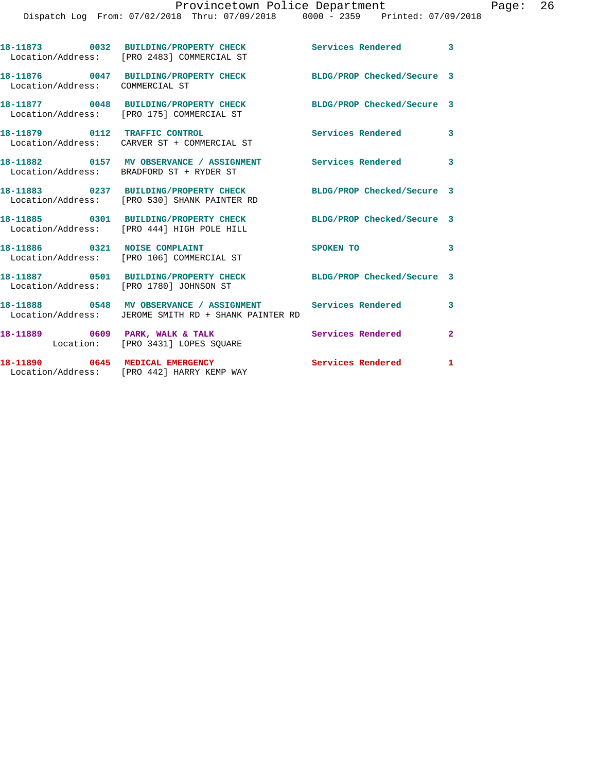18-11873 0032 BUILDING/PROPERTY CHECK Services Rendered 3
Location/Address: [PRO 2483] COMMERCIAL ST

18-11876 0047 BUILDING/PROPERTY CHECK BLDG/PROP Checked/Secure 3
Location/Address: COMMERCIAL ST

18-11877 0048 BUILDING/PROPERTY CHECK BLDG/PROP Checked/Secure 3
Location/Address: [PRO 175] COMMERCIAL ST

18-11879 0112 TRAFFIC CONTROL Services Rendered 3
Location/Address: CARVER ST + COMMERCIAL ST

18-11882 0157 MV OBSERVANCE / ASSIGNMENT Services Rendered 3
Location/Address: BRADFORD ST + RYDER ST

18-11883 0237 BUILDING/PROPERTY CHECK BLDG/PROP Checked/Secure 3
Location/Address: [PRO 530] SHANK PAINTER RD

18-11885 0301 BUILDING/PROPERTY CHECK BLDG/PROP Checked/Secure 3
Location/Address: [PRO 444] HIGH POLE HILL

18-11886 0321 NOISE COMPLAINT SPOKEN TO 3
Location/Address: [PRO 106] COMMERCIAL ST

18-11887 0501 BUILDING/PROPERTY CHECK BLDG/PROP Checked/Secure 3
Location/Address: [PRO 1780] JOHNSON ST

18-11888 0548 MV OBSERVANCE / ASSIGNMENT Services Rendered 3
Location/Address: JEROME SMITH RD + SHANK PAINTER RD

18-11889 0609 PARK, WALK & TALK Services Rendered 2
Location: [PRO 3431] LOPES SQUARE

18-11890 0645 MEDICAL EMERGENCY Services Rendered 1
Location/Address: [PRO 442] HARRY KEMP WAY